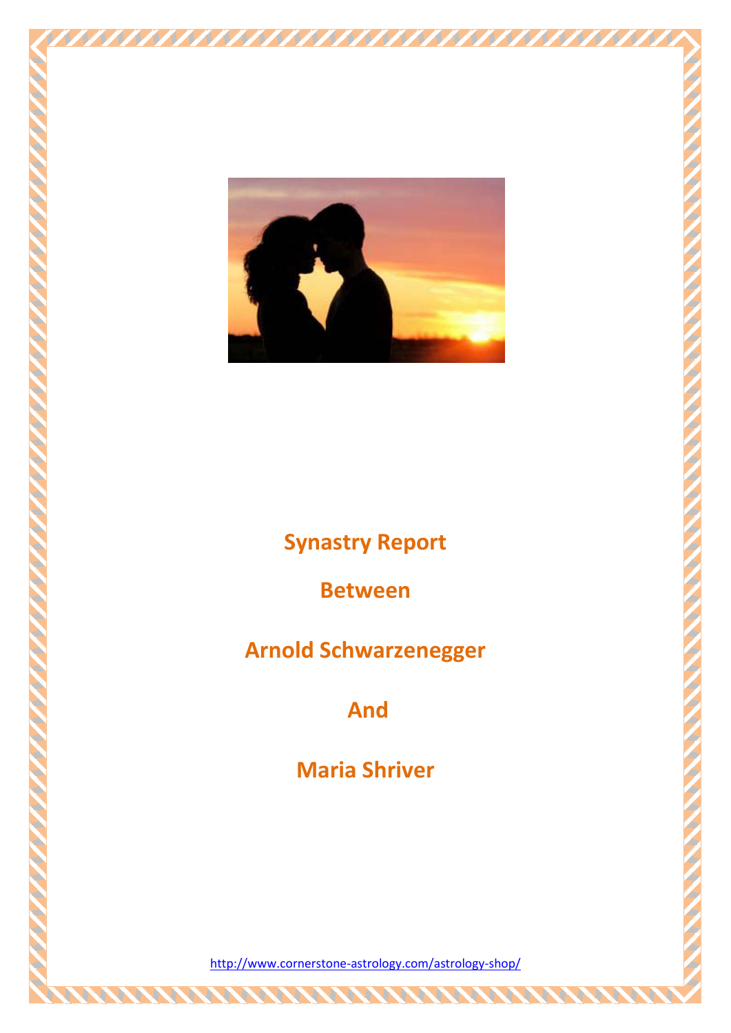# Synastry Report

# Between

# Arnold Schwarzenegger

# And

# Maria Shriver

http://www.cornerstone-astrology.com/astrology-shop/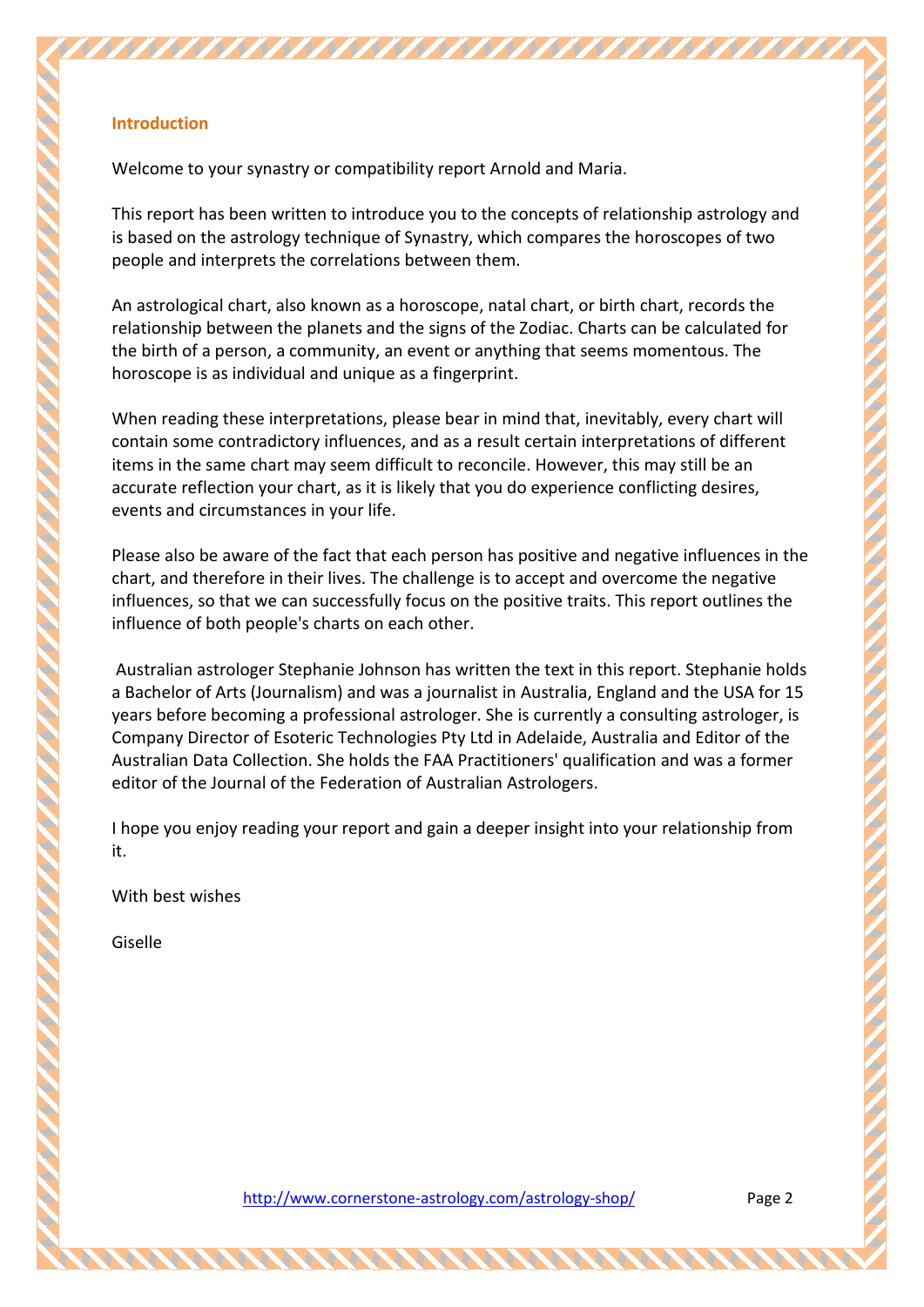## Introduction

Welcome to your synastry or compatibility report Arnold and Maria.

This report has been written to introduce you to the concepts of relationship astrology and is based on the astrology technique of Synastry, which compares the horoscopes of two people and interprets the correlations between them.

An astrological chart, also known as a horoscope, natal chart, or birth chart, records the relationship between the planets and the signs of the Zodiac. Charts can be calculated for the birth of a person, a community, an event or anything that seems momentous. The horoscope is as individual and unique as a fingerprint.

When reading these interpretations, please bear in mind that, inevitably, every chart will contain some contradictory influences, and as a result certain interpretations of different items in the same chart may seem difficult to reconcile. However, this may still be an accurate reflection your chart, as it is likely that you do experience conflicting desires, events and circumstances in your life.

Please also be aware of the fact that each person has positive and negative influences in the chart, and therefore in their lives. The challenge is to accept and overcome the negative influences, so that we can successfully focus on the positive traits. This report outlines the influence of both people's charts on each other.

Australian astrologer Stephanie Johnson has written the text in this report. Stephanie holds a Bachelor of Arts (Journalism) and was a journalist in Australia, England and the USA for 15 years before becoming a professional astrologer. She is currently a consulting astrologer, is Company Director of Esoteric Technologies Pty Ltd in Adelaide, Australia and Editor of the Australian Data Collection. She holds the FAA Practitioners' qualification and was a former editor of the Journal of the Federation of Australian Astrologers.

I hope you enjoy reading your report and gain a deeper insight into your relationship from it.

With best wishes

Giselle

http://www.cornerstone-astrology.com/astrology-shop/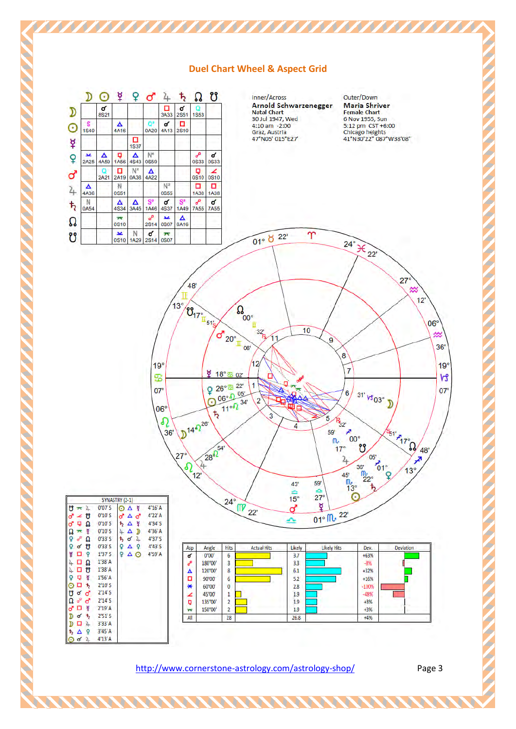## Duel Chart Wheel & Aspect Grid

| | ☽ | ☉ | ☿ | ♀ | ♂ | ♃ | ♄ | ☊ | ☋ |
|---|---|---|---|---|---|---|---|---|---|
| ☽ | | ☌ 8S21 | | | | □ 3A33 | ☌ 2S51 | Q 1S53 | |
| ☉ | S 1S40 | | △ 4A16 | | Q 0A20 | ☌ 4A13 | □ 2S10 | | |
| ☿ | | | | □ 1S37 | | | | | |
| ♀ | ⚺ 2A25 | △ 4A59 | ⚼ 1A56 | △ 4S43 | N⁴ 0S59 | | | ☍ 0S33 | ☌ 0S33 |
| ♂ | | Q 2A21 | □ 2A19 | N² 0A38 | △ 4A22 | | | ⚼ 0S10 | ∠ 0S10 |
| ♃ | △ 4A36 | | N 0S51 | | | N² 0S55 | | □ 1A38 | □ 1A38 |
| ♄ | N 0A54 | | △ 4S34 | △ 3A45 | S³ 1A46 | ☌ 4S37 | S³ 1A49 | ☍ 7A55 | ☌ 7A55 |
| ☊ | | | ⚻ 0S10 | | ☍ 2S14 | ⚺ 0S07 | △ 8A16 | | |
| ☋ | | | ⚺ 0S10 | N 1A29 | ☌ 2S14 | ⚻ 0S07 | | | |

**Inner/Across**
**Arnold Schwarzenegger**
**Natal Chart**
30 Jul 1947, Wed
4:10 am -2:00
Graz, Austria
47°N05' 015°E27'

**Outer/Down**
**Maria Shriver**
**Female Chart**
6 Nov 1955, Sun
5:12 pm CST +6:00
Chicago heights
41°N30'22" 087°W38'08"

**SYNASTRY (2-1)**

| | | |
|---|---|---|
| ☋ ⚻ ♃ | 0°07' S | ☉ △ ☿ 4°16' A |
| ♂ ∠ ☋ | 0°10' S | ♂ △ ♂ 4°22' A |
| ♂ ⚼ ☊ | 0°10' S | ♄ △ ☿ 4°34' S |
| ☊ ⚻ ☿ | 0°10' S | ♃ △ ☽ 4°36' A |
| ♀ ☍ ☊ | 0°33' S | ♄ ☌ ♃ 4°37' S |
| ♀ ☌ ☋ | 0°33' S | ♀ △ ♀ 4°43' S |
| ☿ □ ♀ | 1°37' S | ♀ △ ☉ 4°59' A |
| ♃ □ ☊ | 1°38' A | |
| ♃ □ ☋ | 1°38' A | |
| ♀ ⚼ ☿ | 1°56' A | |
| ☉ □ ♄ | 2°10' S | |
| ☋ ☌ ♂ | 2°14' S | |
| ☊ ☍ ♂ | 2°14' S | |
| ♂ □ ☿ | 2°19' A | |
| ☽ ☌ ♄ | 2°51' S | |
| ☽ □ ♃ | 3°33' A | |
| ♄ △ ♀ | 3°45' A | |
| ☉ ☌ ♃ | 4°13' A | |

| Asp | Angle | Hits | Actual Hits | Likely | Likely Hits | Dev. | Deviation |
|---|---|---|---|---|---|---|---|
| ☌ | 0°00' | 6 | | 3.7 | | +63% | |
| ☍ | 180°00' | 3 | | 3.3 | | -8% | |
| △ | 120°00' | 8 | | 6.1 | | +32% | |
| □ | 90°00' | 6 | | 5.2 | | +16% | |
| ⚹ | 60°00' | 0 | | 2.8 | | -100% | |
| ∠ | 45°00' | 1 | | 1.9 | | -48% | |
| ⚼ | 135°00' | 2 | | 1.9 | | +3% | |
| ⚻ | 150°00' | 2 | | 1.9 | | +3% | |
| All | | 28 | | 26.8 | | +4% | |

http://www.cornerstone-astrology.com/astrology-shop/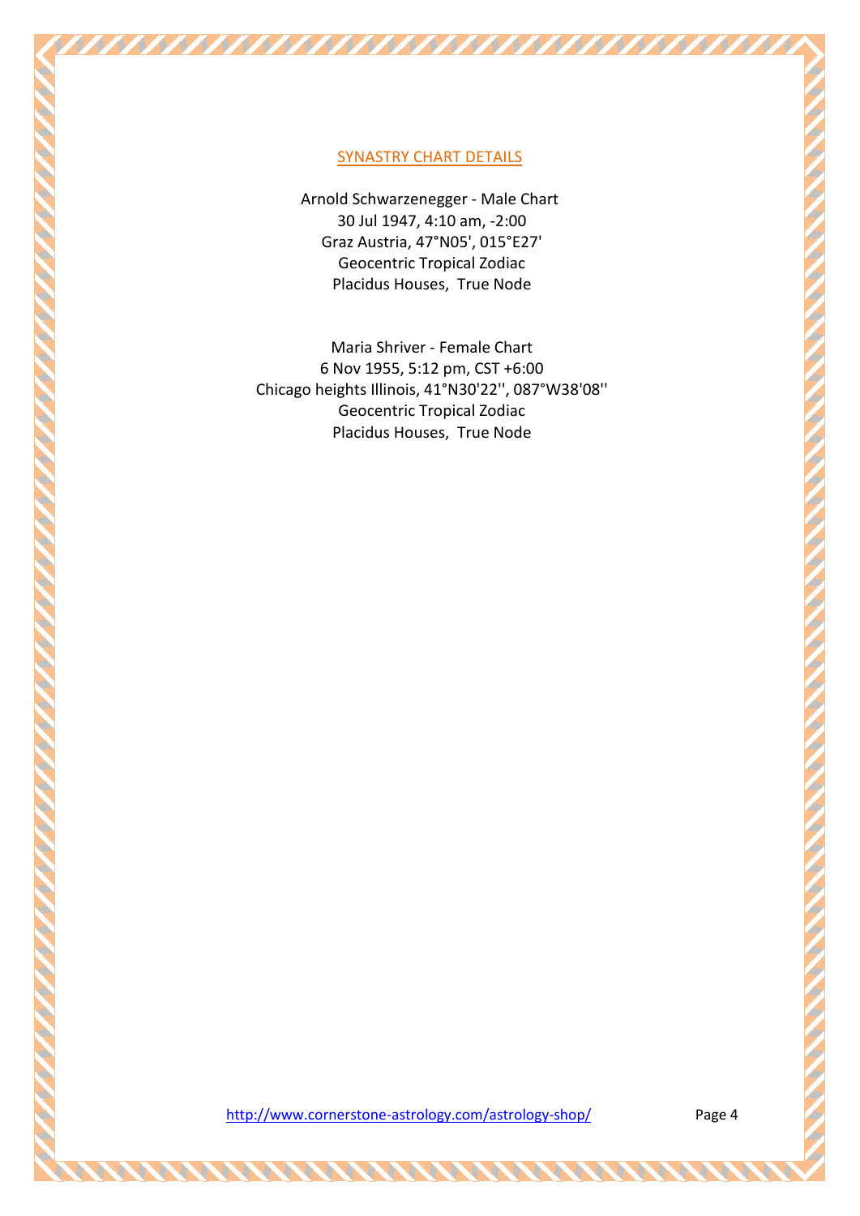## SYNASTRY CHART DETAILS

Arnold Schwarzenegger - Male Chart
30 Jul 1947, 4:10 am, -2:00
Graz Austria, 47°N05', 015°E27'
Geocentric Tropical Zodiac
Placidus Houses, True Node

Maria Shriver - Female Chart
6 Nov 1955, 5:12 pm, CST +6:00
Chicago heights Illinois, 41°N30'22'', 087°W38'08''
Geocentric Tropical Zodiac
Placidus Houses, True Node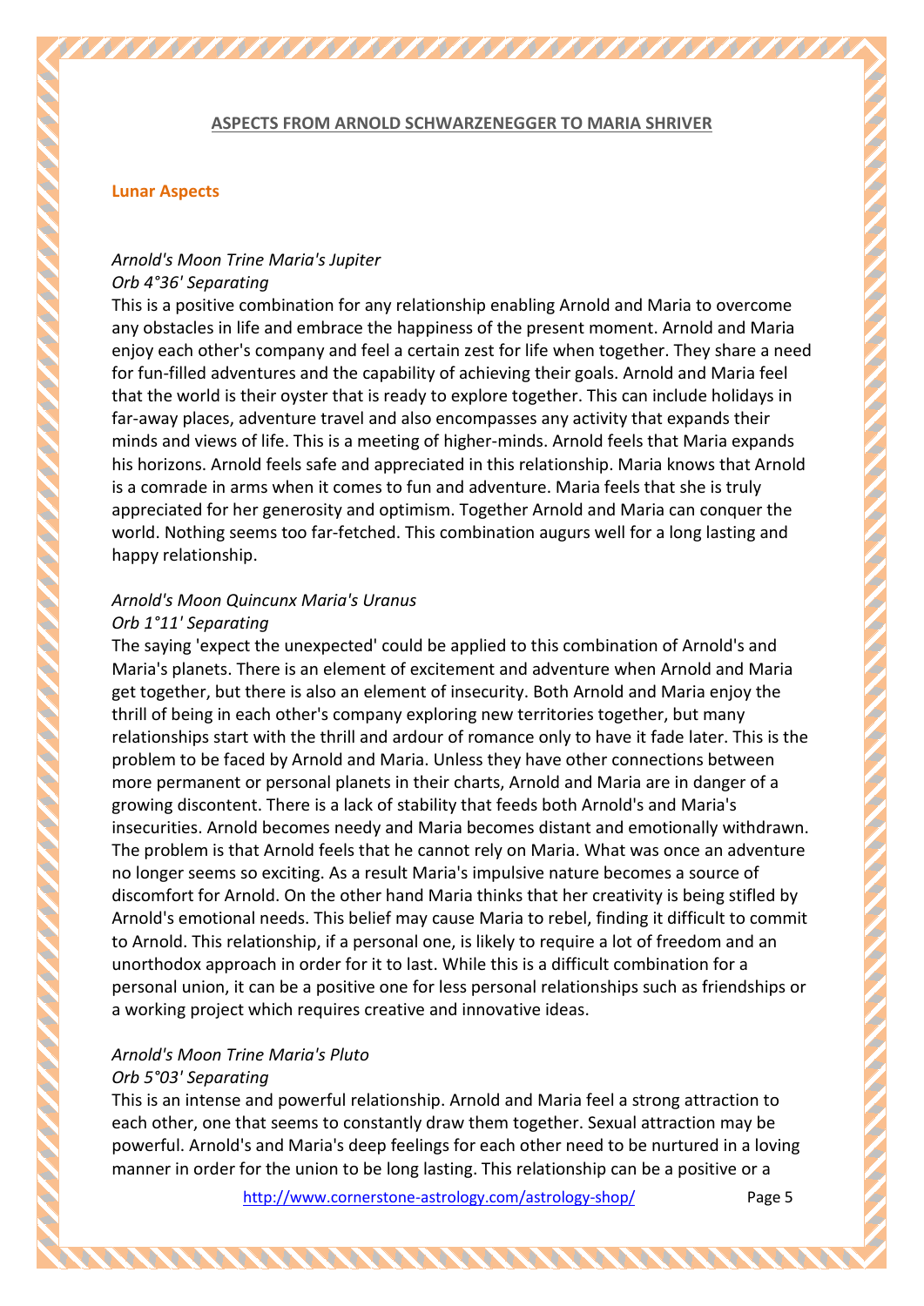## ASPECTS FROM ARNOLD SCHWARZENEGGER TO MARIA SHRIVER

### Lunar Aspects

*Arnold's Moon Trine Maria's Jupiter*
*Orb 4°36' Separating*

This is a positive combination for any relationship enabling Arnold and Maria to overcome any obstacles in life and embrace the happiness of the present moment. Arnold and Maria enjoy each other's company and feel a certain zest for life when together. They share a need for fun-filled adventures and the capability of achieving their goals. Arnold and Maria feel that the world is their oyster that is ready to explore together. This can include holidays in far-away places, adventure travel and also encompasses any activity that expands their minds and views of life. This is a meeting of higher-minds. Arnold feels that Maria expands his horizons. Arnold feels safe and appreciated in this relationship. Maria knows that Arnold is a comrade in arms when it comes to fun and adventure. Maria feels that she is truly appreciated for her generosity and optimism. Together Arnold and Maria can conquer the world. Nothing seems too far-fetched. This combination augurs well for a long lasting and happy relationship.

*Arnold's Moon Quincunx Maria's Uranus*
*Orb 1°11' Separating*

The saying 'expect the unexpected' could be applied to this combination of Arnold's and Maria's planets. There is an element of excitement and adventure when Arnold and Maria get together, but there is also an element of insecurity. Both Arnold and Maria enjoy the thrill of being in each other's company exploring new territories together, but many relationships start with the thrill and ardour of romance only to have it fade later. This is the problem to be faced by Arnold and Maria. Unless they have other connections between more permanent or personal planets in their charts, Arnold and Maria are in danger of a growing discontent. There is a lack of stability that feeds both Arnold's and Maria's insecurities. Arnold becomes needy and Maria becomes distant and emotionally withdrawn. The problem is that Arnold feels that he cannot rely on Maria. What was once an adventure no longer seems so exciting. As a result Maria's impulsive nature becomes a source of discomfort for Arnold. On the other hand Maria thinks that her creativity is being stifled by Arnold's emotional needs. This belief may cause Maria to rebel, finding it difficult to commit to Arnold. This relationship, if a personal one, is likely to require a lot of freedom and an unorthodox approach in order for it to last. While this is a difficult combination for a personal union, it can be a positive one for less personal relationships such as friendships or a working project which requires creative and innovative ideas.

*Arnold's Moon Trine Maria's Pluto*
*Orb 5°03' Separating*

This is an intense and powerful relationship. Arnold and Maria feel a strong attraction to each other, one that seems to constantly draw them together. Sexual attraction may be powerful. Arnold's and Maria's deep feelings for each other need to be nurtured in a loving manner in order for the union to be long lasting. This relationship can be a positive or a

http://www.cornerstone-astrology.com/astrology-shop/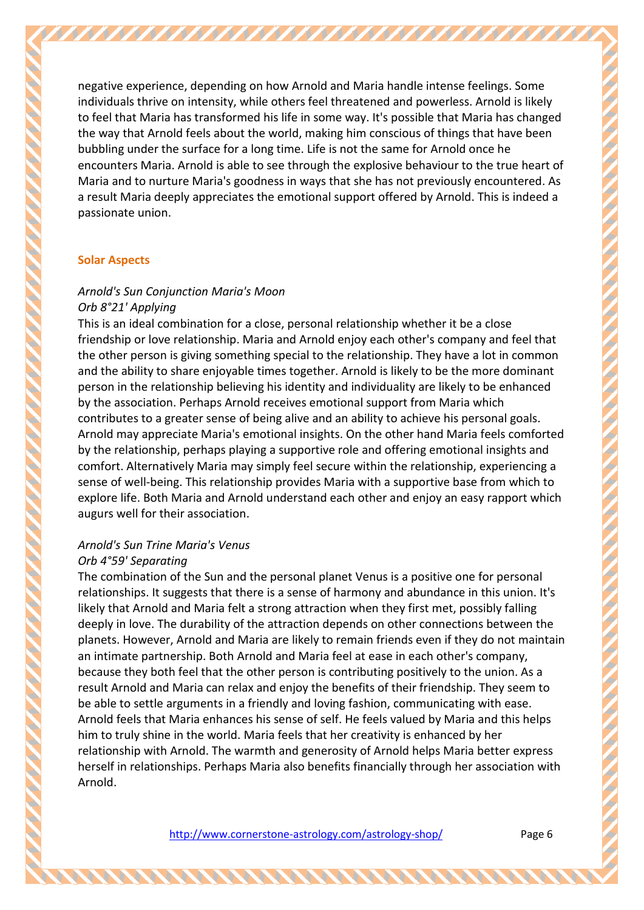negative experience, depending on how Arnold and Maria handle intense feelings. Some individuals thrive on intensity, while others feel threatened and powerless. Arnold is likely to feel that Maria has transformed his life in some way. It's possible that Maria has changed the way that Arnold feels about the world, making him conscious of things that have been bubbling under the surface for a long time. Life is not the same for Arnold once he encounters Maria. Arnold is able to see through the explosive behaviour to the true heart of Maria and to nurture Maria's goodness in ways that she has not previously encountered. As a result Maria deeply appreciates the emotional support offered by Arnold. This is indeed a passionate union.

## Solar Aspects

*Arnold's Sun Conjunction Maria's Moon*
*Orb 8°21' Applying*

This is an ideal combination for a close, personal relationship whether it be a close friendship or love relationship. Maria and Arnold enjoy each other's company and feel that the other person is giving something special to the relationship. They have a lot in common and the ability to share enjoyable times together. Arnold is likely to be the more dominant person in the relationship believing his identity and individuality are likely to be enhanced by the association. Perhaps Arnold receives emotional support from Maria which contributes to a greater sense of being alive and an ability to achieve his personal goals. Arnold may appreciate Maria's emotional insights. On the other hand Maria feels comforted by the relationship, perhaps playing a supportive role and offering emotional insights and comfort. Alternatively Maria may simply feel secure within the relationship, experiencing a sense of well-being. This relationship provides Maria with a supportive base from which to explore life. Both Maria and Arnold understand each other and enjoy an easy rapport which augurs well for their association.

*Arnold's Sun Trine Maria's Venus*
*Orb 4°59' Separating*

The combination of the Sun and the personal planet Venus is a positive one for personal relationships. It suggests that there is a sense of harmony and abundance in this union. It's likely that Arnold and Maria felt a strong attraction when they first met, possibly falling deeply in love. The durability of the attraction depends on other connections between the planets. However, Arnold and Maria are likely to remain friends even if they do not maintain an intimate partnership. Both Arnold and Maria feel at ease in each other's company, because they both feel that the other person is contributing positively to the union. As a result Arnold and Maria can relax and enjoy the benefits of their friendship. They seem to be able to settle arguments in a friendly and loving fashion, communicating with ease. Arnold feels that Maria enhances his sense of self. He feels valued by Maria and this helps him to truly shine in the world. Maria feels that her creativity is enhanced by her relationship with Arnold. The warmth and generosity of Arnold helps Maria better express herself in relationships. Perhaps Maria also benefits financially through her association with Arnold.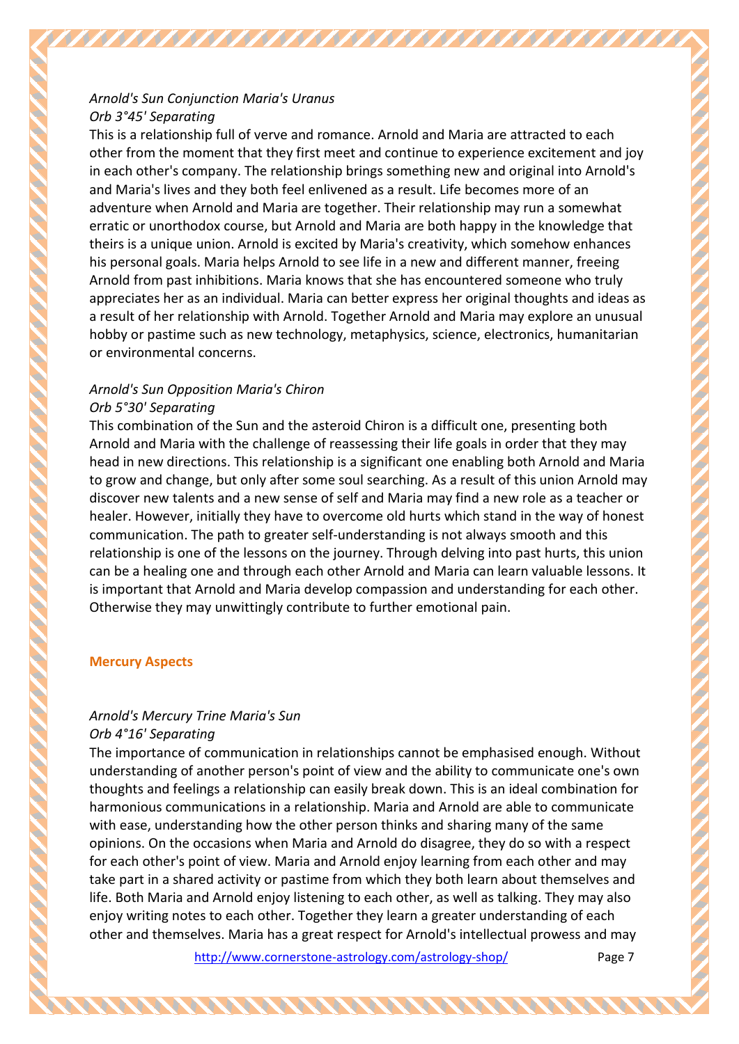*Arnold's Sun Conjunction Maria's Uranus*
*Orb 3°45' Separating*

This is a relationship full of verve and romance. Arnold and Maria are attracted to each other from the moment that they first meet and continue to experience excitement and joy in each other's company. The relationship brings something new and original into Arnold's and Maria's lives and they both feel enlivened as a result. Life becomes more of an adventure when Arnold and Maria are together. Their relationship may run a somewhat erratic or unorthodox course, but Arnold and Maria are both happy in the knowledge that theirs is a unique union. Arnold is excited by Maria's creativity, which somehow enhances his personal goals. Maria helps Arnold to see life in a new and different manner, freeing Arnold from past inhibitions. Maria knows that she has encountered someone who truly appreciates her as an individual. Maria can better express her original thoughts and ideas as a result of her relationship with Arnold. Together Arnold and Maria may explore an unusual hobby or pastime such as new technology, metaphysics, science, electronics, humanitarian or environmental concerns.

*Arnold's Sun Opposition Maria's Chiron*
*Orb 5°30' Separating*

This combination of the Sun and the asteroid Chiron is a difficult one, presenting both Arnold and Maria with the challenge of reassessing their life goals in order that they may head in new directions. This relationship is a significant one enabling both Arnold and Maria to grow and change, but only after some soul searching. As a result of this union Arnold may discover new talents and a new sense of self and Maria may find a new role as a teacher or healer. However, initially they have to overcome old hurts which stand in the way of honest communication. The path to greater self-understanding is not always smooth and this relationship is one of the lessons on the journey. Through delving into past hurts, this union can be a healing one and through each other Arnold and Maria can learn valuable lessons. It is important that Arnold and Maria develop compassion and understanding for each other. Otherwise they may unwittingly contribute to further emotional pain.

## Mercury Aspects

*Arnold's Mercury Trine Maria's Sun*
*Orb 4°16' Separating*

The importance of communication in relationships cannot be emphasised enough. Without understanding of another person's point of view and the ability to communicate one's own thoughts and feelings a relationship can easily break down. This is an ideal combination for harmonious communications in a relationship. Maria and Arnold are able to communicate with ease, understanding how the other person thinks and sharing many of the same opinions. On the occasions when Maria and Arnold do disagree, they do so with a respect for each other's point of view. Maria and Arnold enjoy learning from each other and may take part in a shared activity or pastime from which they both learn about themselves and life. Both Maria and Arnold enjoy listening to each other, as well as talking. They may also enjoy writing notes to each other. Together they learn a greater understanding of each other and themselves. Maria has a great respect for Arnold's intellectual prowess and may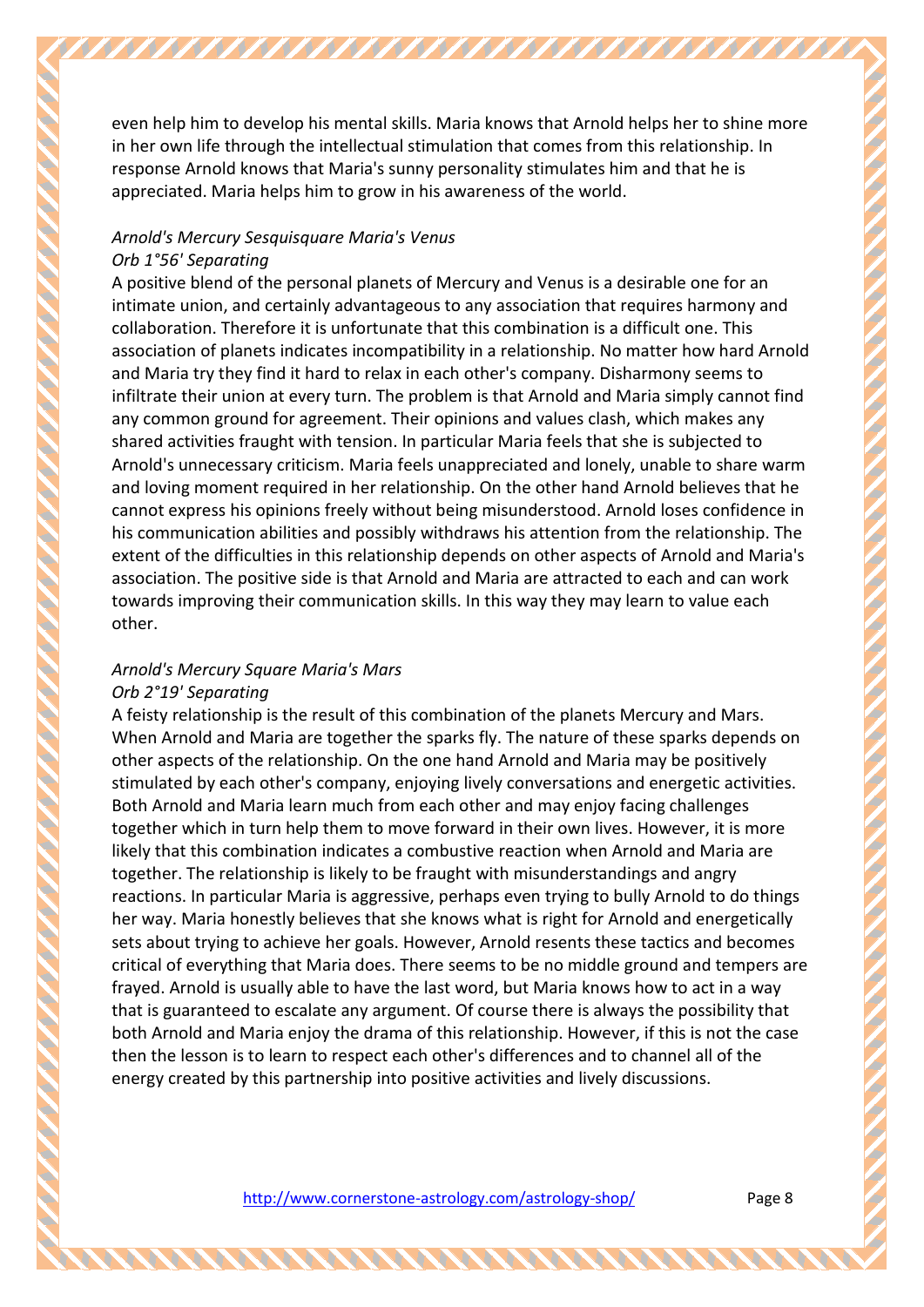even help him to develop his mental skills. Maria knows that Arnold helps her to shine more in her own life through the intellectual stimulation that comes from this relationship. In response Arnold knows that Maria's sunny personality stimulates him and that he is appreciated. Maria helps him to grow in his awareness of the world.

*Arnold's Mercury Sesquisquare Maria's Venus*
*Orb 1°56' Separating*

A positive blend of the personal planets of Mercury and Venus is a desirable one for an intimate union, and certainly advantageous to any association that requires harmony and collaboration. Therefore it is unfortunate that this combination is a difficult one. This association of planets indicates incompatibility in a relationship. No matter how hard Arnold and Maria try they find it hard to relax in each other's company. Disharmony seems to infiltrate their union at every turn. The problem is that Arnold and Maria simply cannot find any common ground for agreement. Their opinions and values clash, which makes any shared activities fraught with tension. In particular Maria feels that she is subjected to Arnold's unnecessary criticism. Maria feels unappreciated and lonely, unable to share warm and loving moment required in her relationship. On the other hand Arnold believes that he cannot express his opinions freely without being misunderstood. Arnold loses confidence in his communication abilities and possibly withdraws his attention from the relationship. The extent of the difficulties in this relationship depends on other aspects of Arnold and Maria's association. The positive side is that Arnold and Maria are attracted to each and can work towards improving their communication skills. In this way they may learn to value each other.

*Arnold's Mercury Square Maria's Mars*
*Orb 2°19' Separating*

A feisty relationship is the result of this combination of the planets Mercury and Mars. When Arnold and Maria are together the sparks fly. The nature of these sparks depends on other aspects of the relationship. On the one hand Arnold and Maria may be positively stimulated by each other's company, enjoying lively conversations and energetic activities. Both Arnold and Maria learn much from each other and may enjoy facing challenges together which in turn help them to move forward in their own lives. However, it is more likely that this combination indicates a combustive reaction when Arnold and Maria are together. The relationship is likely to be fraught with misunderstandings and angry reactions. In particular Maria is aggressive, perhaps even trying to bully Arnold to do things her way. Maria honestly believes that she knows what is right for Arnold and energetically sets about trying to achieve her goals. However, Arnold resents these tactics and becomes critical of everything that Maria does. There seems to be no middle ground and tempers are frayed. Arnold is usually able to have the last word, but Maria knows how to act in a way that is guaranteed to escalate any argument. Of course there is always the possibility that both Arnold and Maria enjoy the drama of this relationship. However, if this is not the case then the lesson is to learn to respect each other's differences and to channel all of the energy created by this partnership into positive activities and lively discussions.

http://www.cornerstone-astrology.com/astrology-shop/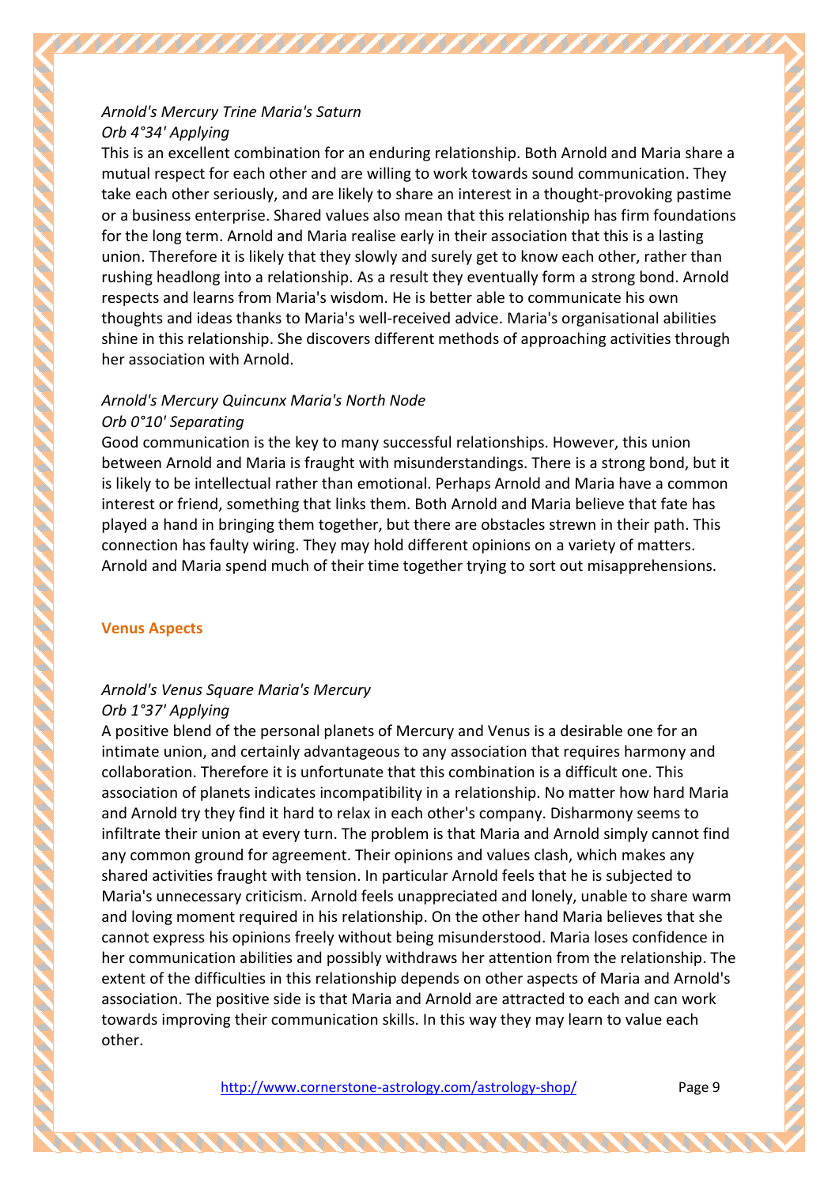*Arnold's Mercury Trine Maria's Saturn*
*Orb 4°34' Applying*

This is an excellent combination for an enduring relationship. Both Arnold and Maria share a mutual respect for each other and are willing to work towards sound communication. They take each other seriously, and are likely to share an interest in a thought-provoking pastime or a business enterprise. Shared values also mean that this relationship has firm foundations for the long term. Arnold and Maria realise early in their association that this is a lasting union. Therefore it is likely that they slowly and surely get to know each other, rather than rushing headlong into a relationship. As a result they eventually form a strong bond. Arnold respects and learns from Maria's wisdom. He is better able to communicate his own thoughts and ideas thanks to Maria's well-received advice. Maria's organisational abilities shine in this relationship. She discovers different methods of approaching activities through her association with Arnold.

*Arnold's Mercury Quincunx Maria's North Node*
*Orb 0°10' Separating*

Good communication is the key to many successful relationships. However, this union between Arnold and Maria is fraught with misunderstandings. There is a strong bond, but it is likely to be intellectual rather than emotional. Perhaps Arnold and Maria have a common interest or friend, something that links them. Both Arnold and Maria believe that fate has played a hand in bringing them together, but there are obstacles strewn in their path. This connection has faulty wiring. They may hold different opinions on a variety of matters. Arnold and Maria spend much of their time together trying to sort out misapprehensions.

## Venus Aspects

*Arnold's Venus Square Maria's Mercury*
*Orb 1°37' Applying*

A positive blend of the personal planets of Mercury and Venus is a desirable one for an intimate union, and certainly advantageous to any association that requires harmony and collaboration. Therefore it is unfortunate that this combination is a difficult one. This association of planets indicates incompatibility in a relationship. No matter how hard Maria and Arnold try they find it hard to relax in each other's company. Disharmony seems to infiltrate their union at every turn. The problem is that Maria and Arnold simply cannot find any common ground for agreement. Their opinions and values clash, which makes any shared activities fraught with tension. In particular Arnold feels that he is subjected to Maria's unnecessary criticism. Arnold feels unappreciated and lonely, unable to share warm and loving moment required in his relationship. On the other hand Maria believes that she cannot express his opinions freely without being misunderstood. Maria loses confidence in her communication abilities and possibly withdraws her attention from the relationship. The extent of the difficulties in this relationship depends on other aspects of Maria and Arnold's association. The positive side is that Maria and Arnold are attracted to each and can work towards improving their communication skills. In this way they may learn to value each other.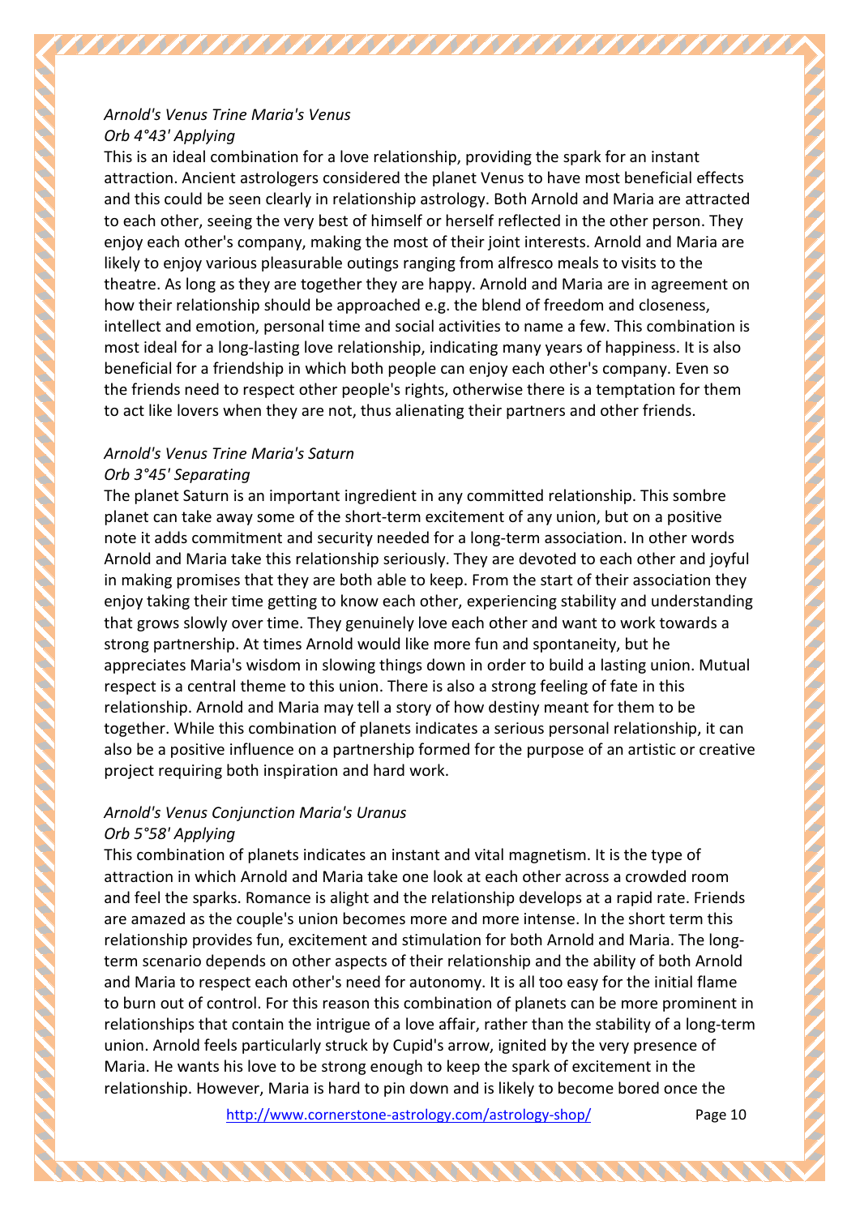*Arnold's Venus Trine Maria's Venus*
*Orb 4°43' Applying*

This is an ideal combination for a love relationship, providing the spark for an instant attraction. Ancient astrologers considered the planet Venus to have most beneficial effects and this could be seen clearly in relationship astrology. Both Arnold and Maria are attracted to each other, seeing the very best of himself or herself reflected in the other person. They enjoy each other's company, making the most of their joint interests. Arnold and Maria are likely to enjoy various pleasurable outings ranging from alfresco meals to visits to the theatre. As long as they are together they are happy. Arnold and Maria are in agreement on how their relationship should be approached e.g. the blend of freedom and closeness, intellect and emotion, personal time and social activities to name a few. This combination is most ideal for a long-lasting love relationship, indicating many years of happiness. It is also beneficial for a friendship in which both people can enjoy each other's company. Even so the friends need to respect other people's rights, otherwise there is a temptation for them to act like lovers when they are not, thus alienating their partners and other friends.

*Arnold's Venus Trine Maria's Saturn*
*Orb 3°45' Separating*

The planet Saturn is an important ingredient in any committed relationship. This sombre planet can take away some of the short-term excitement of any union, but on a positive note it adds commitment and security needed for a long-term association. In other words Arnold and Maria take this relationship seriously. They are devoted to each other and joyful in making promises that they are both able to keep. From the start of their association they enjoy taking their time getting to know each other, experiencing stability and understanding that grows slowly over time. They genuinely love each other and want to work towards a strong partnership. At times Arnold would like more fun and spontaneity, but he appreciates Maria's wisdom in slowing things down in order to build a lasting union. Mutual respect is a central theme to this union. There is also a strong feeling of fate in this relationship. Arnold and Maria may tell a story of how destiny meant for them to be together. While this combination of planets indicates a serious personal relationship, it can also be a positive influence on a partnership formed for the purpose of an artistic or creative project requiring both inspiration and hard work.

*Arnold's Venus Conjunction Maria's Uranus*
*Orb 5°58' Applying*

This combination of planets indicates an instant and vital magnetism. It is the type of attraction in which Arnold and Maria take one look at each other across a crowded room and feel the sparks. Romance is alight and the relationship develops at a rapid rate. Friends are amazed as the couple's union becomes more and more intense. In the short term this relationship provides fun, excitement and stimulation for both Arnold and Maria. The long-term scenario depends on other aspects of their relationship and the ability of both Arnold and Maria to respect each other's need for autonomy. It is all too easy for the initial flame to burn out of control. For this reason this combination of planets can be more prominent in relationships that contain the intrigue of a love affair, rather than the stability of a long-term union. Arnold feels particularly struck by Cupid's arrow, ignited by the very presence of Maria. He wants his love to be strong enough to keep the spark of excitement in the relationship. However, Maria is hard to pin down and is likely to become bored once the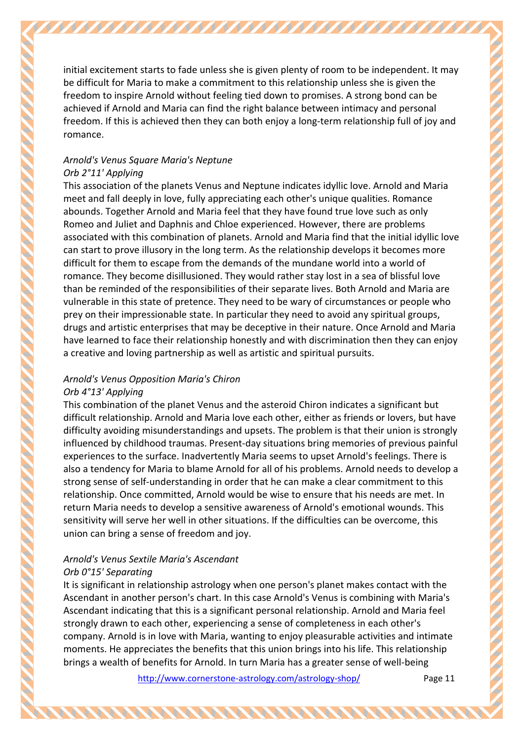initial excitement starts to fade unless she is given plenty of room to be independent. It may be difficult for Maria to make a commitment to this relationship unless she is given the freedom to inspire Arnold without feeling tied down to promises. A strong bond can be achieved if Arnold and Maria can find the right balance between intimacy and personal freedom. If this is achieved then they can both enjoy a long-term relationship full of joy and romance.

*Arnold's Venus Square Maria's Neptune*
*Orb 2°11' Applying*

This association of the planets Venus and Neptune indicates idyllic love. Arnold and Maria meet and fall deeply in love, fully appreciating each other's unique qualities. Romance abounds. Together Arnold and Maria feel that they have found true love such as only Romeo and Juliet and Daphnis and Chloe experienced. However, there are problems associated with this combination of planets. Arnold and Maria find that the initial idyllic love can start to prove illusory in the long term. As the relationship develops it becomes more difficult for them to escape from the demands of the mundane world into a world of romance. They become disillusioned. They would rather stay lost in a sea of blissful love than be reminded of the responsibilities of their separate lives. Both Arnold and Maria are vulnerable in this state of pretence. They need to be wary of circumstances or people who prey on their impressionable state. In particular they need to avoid any spiritual groups, drugs and artistic enterprises that may be deceptive in their nature. Once Arnold and Maria have learned to face their relationship honestly and with discrimination then they can enjoy a creative and loving partnership as well as artistic and spiritual pursuits.

*Arnold's Venus Opposition Maria's Chiron*
*Orb 4°13' Applying*

This combination of the planet Venus and the asteroid Chiron indicates a significant but difficult relationship. Arnold and Maria love each other, either as friends or lovers, but have difficulty avoiding misunderstandings and upsets. The problem is that their union is strongly influenced by childhood traumas. Present-day situations bring memories of previous painful experiences to the surface. Inadvertently Maria seems to upset Arnold's feelings. There is also a tendency for Maria to blame Arnold for all of his problems. Arnold needs to develop a strong sense of self-understanding in order that he can make a clear commitment to this relationship. Once committed, Arnold would be wise to ensure that his needs are met. In return Maria needs to develop a sensitive awareness of Arnold's emotional wounds. This sensitivity will serve her well in other situations. If the difficulties can be overcome, this union can bring a sense of freedom and joy.

*Arnold's Venus Sextile Maria's Ascendant*
*Orb 0°15' Separating*

It is significant in relationship astrology when one person's planet makes contact with the Ascendant in another person's chart. In this case Arnold's Venus is combining with Maria's Ascendant indicating that this is a significant personal relationship. Arnold and Maria feel strongly drawn to each other, experiencing a sense of completeness in each other's company. Arnold is in love with Maria, wanting to enjoy pleasurable activities and intimate moments. He appreciates the benefits that this union brings into his life. This relationship brings a wealth of benefits for Arnold. In turn Maria has a greater sense of well-being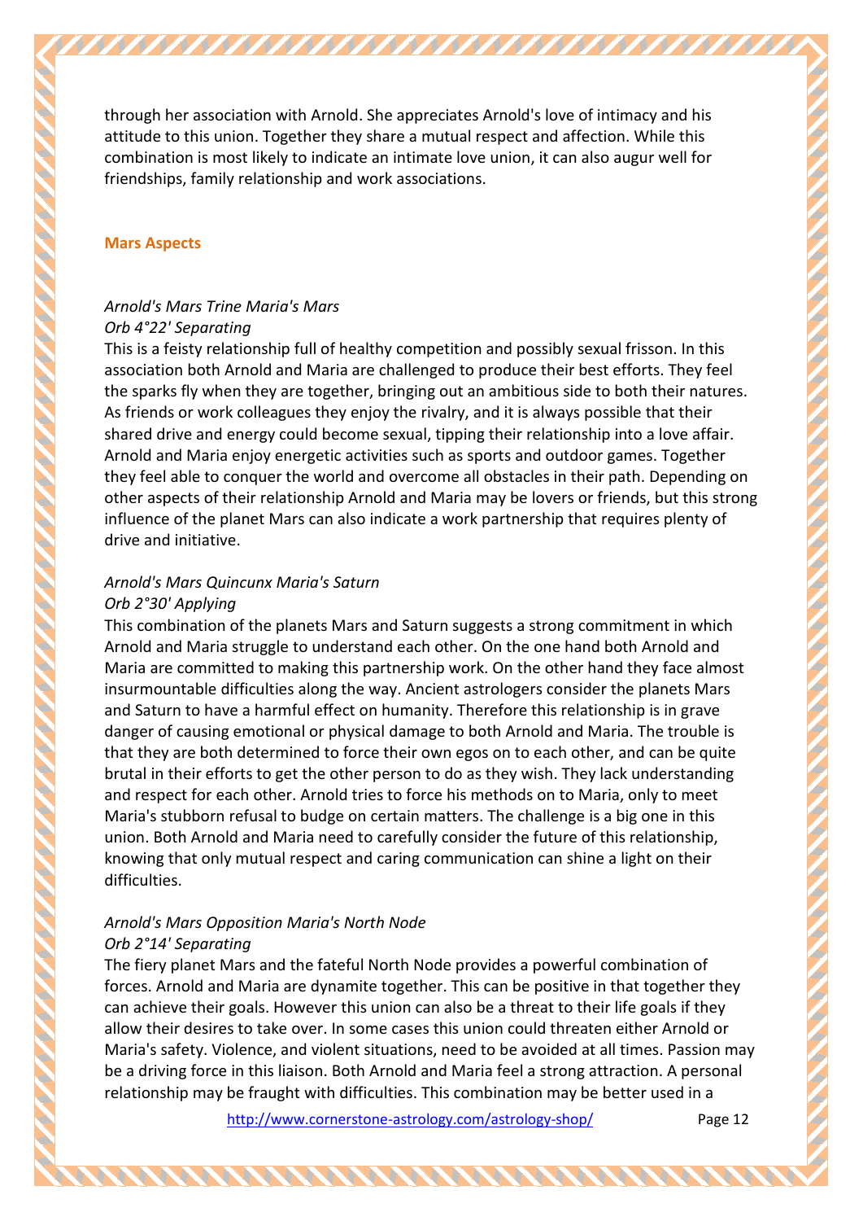through her association with Arnold. She appreciates Arnold's love of intimacy and his attitude to this union. Together they share a mutual respect and affection. While this combination is most likely to indicate an intimate love union, it can also augur well for friendships, family relationship and work associations.

## Mars Aspects

*Arnold's Mars Trine Maria's Mars*
*Orb 4°22' Separating*

This is a feisty relationship full of healthy competition and possibly sexual frisson. In this association both Arnold and Maria are challenged to produce their best efforts. They feel the sparks fly when they are together, bringing out an ambitious side to both their natures. As friends or work colleagues they enjoy the rivalry, and it is always possible that their shared drive and energy could become sexual, tipping their relationship into a love affair. Arnold and Maria enjoy energetic activities such as sports and outdoor games. Together they feel able to conquer the world and overcome all obstacles in their path. Depending on other aspects of their relationship Arnold and Maria may be lovers or friends, but this strong influence of the planet Mars can also indicate a work partnership that requires plenty of drive and initiative.

*Arnold's Mars Quincunx Maria's Saturn*
*Orb 2°30' Applying*

This combination of the planets Mars and Saturn suggests a strong commitment in which Arnold and Maria struggle to understand each other. On the one hand both Arnold and Maria are committed to making this partnership work. On the other hand they face almost insurmountable difficulties along the way. Ancient astrologers consider the planets Mars and Saturn to have a harmful effect on humanity. Therefore this relationship is in grave danger of causing emotional or physical damage to both Arnold and Maria. The trouble is that they are both determined to force their own egos on to each other, and can be quite brutal in their efforts to get the other person to do as they wish. They lack understanding and respect for each other. Arnold tries to force his methods on to Maria, only to meet Maria's stubborn refusal to budge on certain matters. The challenge is a big one in this union. Both Arnold and Maria need to carefully consider the future of this relationship, knowing that only mutual respect and caring communication can shine a light on their difficulties.

*Arnold's Mars Opposition Maria's North Node*
*Orb 2°14' Separating*

The fiery planet Mars and the fateful North Node provides a powerful combination of forces. Arnold and Maria are dynamite together. This can be positive in that together they can achieve their goals. However this union can also be a threat to their life goals if they allow their desires to take over. In some cases this union could threaten either Arnold or Maria's safety. Violence, and violent situations, need to be avoided at all times. Passion may be a driving force in this liaison. Both Arnold and Maria feel a strong attraction. A personal relationship may be fraught with difficulties. This combination may be better used in a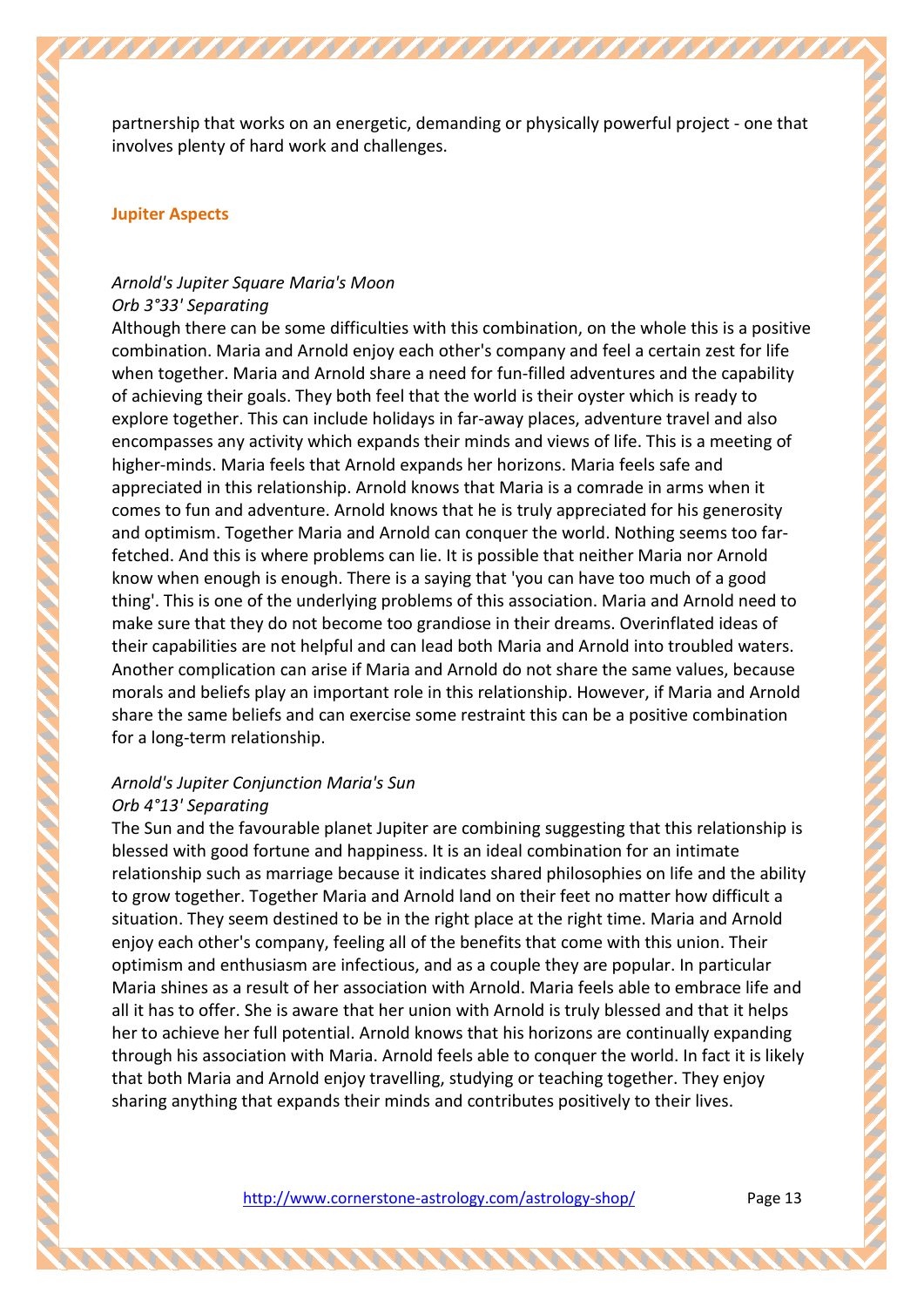partnership that works on an energetic, demanding or physically powerful project - one that involves plenty of hard work and challenges.

### Jupiter Aspects

*Arnold's Jupiter Square Maria's Moon*
*Orb 3°33' Separating*

Although there can be some difficulties with this combination, on the whole this is a positive combination. Maria and Arnold enjoy each other's company and feel a certain zest for life when together. Maria and Arnold share a need for fun-filled adventures and the capability of achieving their goals. They both feel that the world is their oyster which is ready to explore together. This can include holidays in far-away places, adventure travel and also encompasses any activity which expands their minds and views of life. This is a meeting of higher-minds. Maria feels that Arnold expands her horizons. Maria feels safe and appreciated in this relationship. Arnold knows that Maria is a comrade in arms when it comes to fun and adventure. Arnold knows that he is truly appreciated for his generosity and optimism. Together Maria and Arnold can conquer the world. Nothing seems too far-fetched. And this is where problems can lie. It is possible that neither Maria nor Arnold know when enough is enough. There is a saying that 'you can have too much of a good thing'. This is one of the underlying problems of this association. Maria and Arnold need to make sure that they do not become too grandiose in their dreams. Overinflated ideas of their capabilities are not helpful and can lead both Maria and Arnold into troubled waters. Another complication can arise if Maria and Arnold do not share the same values, because morals and beliefs play an important role in this relationship. However, if Maria and Arnold share the same beliefs and can exercise some restraint this can be a positive combination for a long-term relationship.

*Arnold's Jupiter Conjunction Maria's Sun*
*Orb 4°13' Separating*

The Sun and the favourable planet Jupiter are combining suggesting that this relationship is blessed with good fortune and happiness. It is an ideal combination for an intimate relationship such as marriage because it indicates shared philosophies on life and the ability to grow together. Together Maria and Arnold land on their feet no matter how difficult a situation. They seem destined to be in the right place at the right time. Maria and Arnold enjoy each other's company, feeling all of the benefits that come with this union. Their optimism and enthusiasm are infectious, and as a couple they are popular. In particular Maria shines as a result of her association with Arnold. Maria feels able to embrace life and all it has to offer. She is aware that her union with Arnold is truly blessed and that it helps her to achieve her full potential. Arnold knows that his horizons are continually expanding through his association with Maria. Arnold feels able to conquer the world. In fact it is likely that both Maria and Arnold enjoy travelling, studying or teaching together. They enjoy sharing anything that expands their minds and contributes positively to their lives.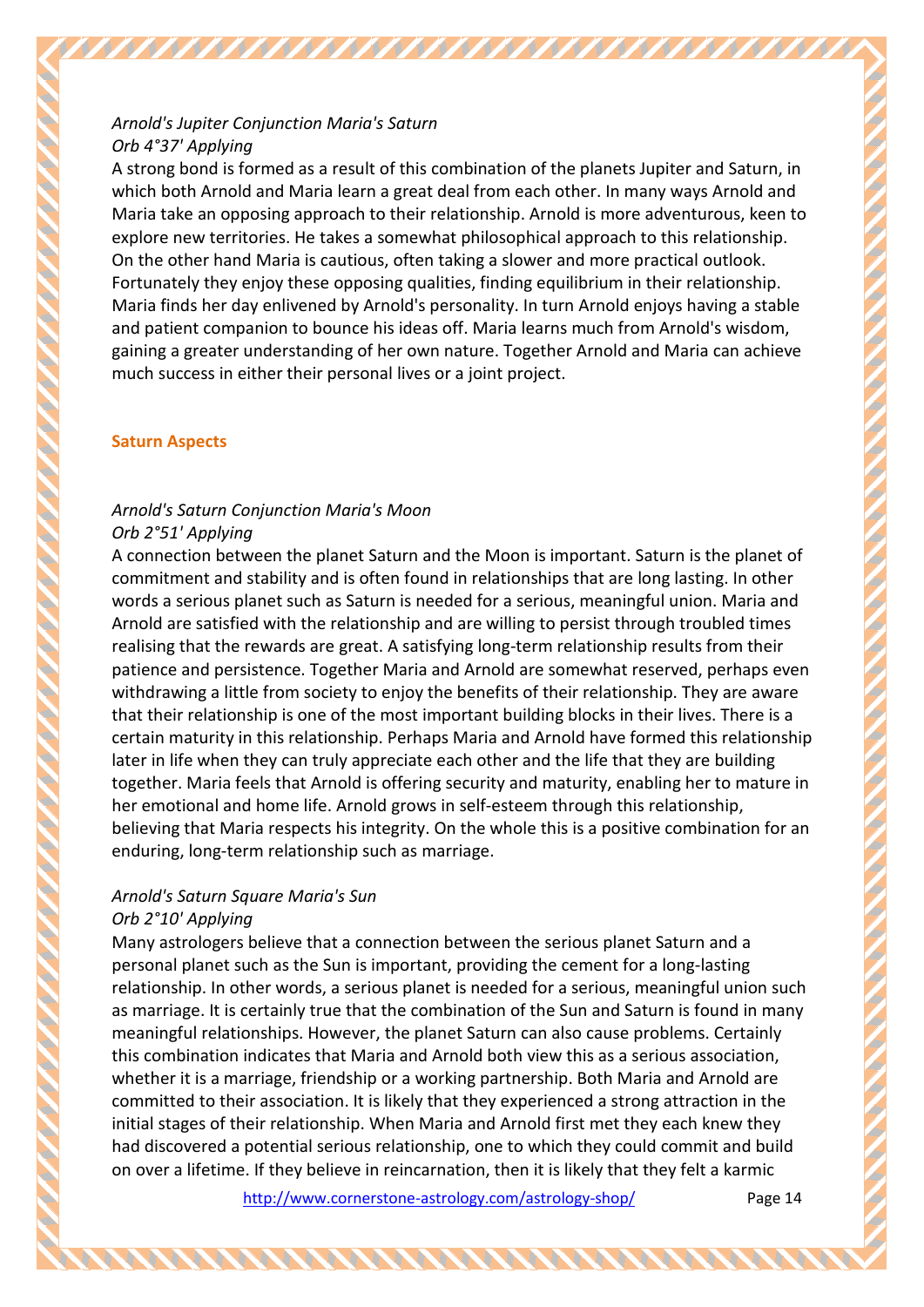*Arnold's Jupiter Conjunction Maria's Saturn*
*Orb 4°37' Applying*
A strong bond is formed as a result of this combination of the planets Jupiter and Saturn, in which both Arnold and Maria learn a great deal from each other. In many ways Arnold and Maria take an opposing approach to their relationship. Arnold is more adventurous, keen to explore new territories. He takes a somewhat philosophical approach to this relationship. On the other hand Maria is cautious, often taking a slower and more practical outlook. Fortunately they enjoy these opposing qualities, finding equilibrium in their relationship. Maria finds her day enlivened by Arnold's personality. In turn Arnold enjoys having a stable and patient companion to bounce his ideas off. Maria learns much from Arnold's wisdom, gaining a greater understanding of her own nature. Together Arnold and Maria can achieve much success in either their personal lives or a joint project.

**Saturn Aspects**

*Arnold's Saturn Conjunction Maria's Moon*
*Orb 2°51' Applying*
A connection between the planet Saturn and the Moon is important. Saturn is the planet of commitment and stability and is often found in relationships that are long lasting. In other words a serious planet such as Saturn is needed for a serious, meaningful union. Maria and Arnold are satisfied with the relationship and are willing to persist through troubled times realising that the rewards are great. A satisfying long-term relationship results from their patience and persistence. Together Maria and Arnold are somewhat reserved, perhaps even withdrawing a little from society to enjoy the benefits of their relationship. They are aware that their relationship is one of the most important building blocks in their lives. There is a certain maturity in this relationship. Perhaps Maria and Arnold have formed this relationship later in life when they can truly appreciate each other and the life that they are building together. Maria feels that Arnold is offering security and maturity, enabling her to mature in her emotional and home life. Arnold grows in self-esteem through this relationship, believing that Maria respects his integrity. On the whole this is a positive combination for an enduring, long-term relationship such as marriage.

*Arnold's Saturn Square Maria's Sun*
*Orb 2°10' Applying*
Many astrologers believe that a connection between the serious planet Saturn and a personal planet such as the Sun is important, providing the cement for a long-lasting relationship. In other words, a serious planet is needed for a serious, meaningful union such as marriage. It is certainly true that the combination of the Sun and Saturn is found in many meaningful relationships. However, the planet Saturn can also cause problems. Certainly this combination indicates that Maria and Arnold both view this as a serious association, whether it is a marriage, friendship or a working partnership. Both Maria and Arnold are committed to their association. It is likely that they experienced a strong attraction in the initial stages of their relationship. When Maria and Arnold first met they each knew they had discovered a potential serious relationship, one to which they could commit and build on over a lifetime. If they believe in reincarnation, then it is likely that they felt a karmic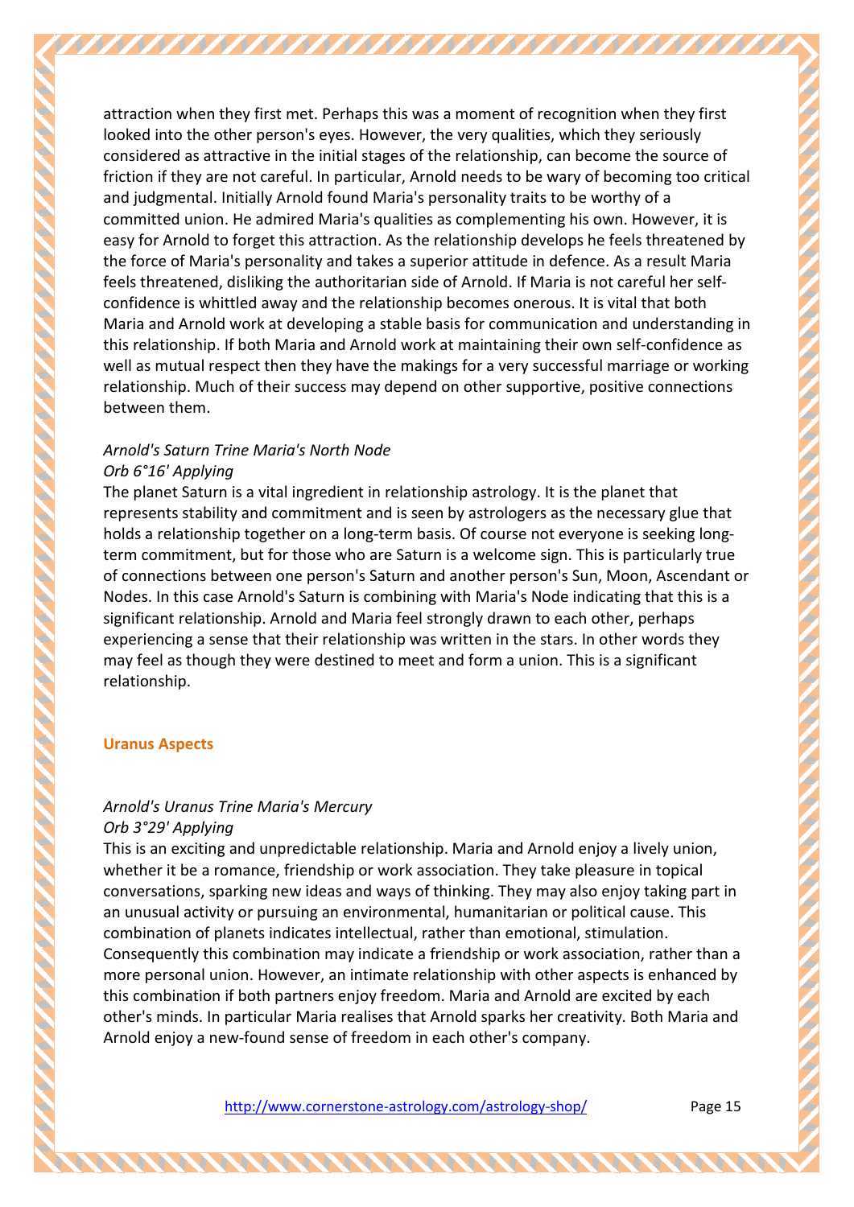attraction when they first met. Perhaps this was a moment of recognition when they first looked into the other person's eyes. However, the very qualities, which they seriously considered as attractive in the initial stages of the relationship, can become the source of friction if they are not careful. In particular, Arnold needs to be wary of becoming too critical and judgmental. Initially Arnold found Maria's personality traits to be worthy of a committed union. He admired Maria's qualities as complementing his own. However, it is easy for Arnold to forget this attraction. As the relationship develops he feels threatened by the force of Maria's personality and takes a superior attitude in defence. As a result Maria feels threatened, disliking the authoritarian side of Arnold. If Maria is not careful her self-confidence is whittled away and the relationship becomes onerous. It is vital that both Maria and Arnold work at developing a stable basis for communication and understanding in this relationship. If both Maria and Arnold work at maintaining their own self-confidence as well as mutual respect then they have the makings for a very successful marriage or working relationship. Much of their success may depend on other supportive, positive connections between them.

*Arnold's Saturn Trine Maria's North Node*
*Orb 6°16' Applying*
The planet Saturn is a vital ingredient in relationship astrology. It is the planet that represents stability and commitment and is seen by astrologers as the necessary glue that holds a relationship together on a long-term basis. Of course not everyone is seeking long-term commitment, but for those who are Saturn is a welcome sign. This is particularly true of connections between one person's Saturn and another person's Sun, Moon, Ascendant or Nodes. In this case Arnold's Saturn is combining with Maria's Node indicating that this is a significant relationship. Arnold and Maria feel strongly drawn to each other, perhaps experiencing a sense that their relationship was written in the stars. In other words they may feel as though they were destined to meet and form a union. This is a significant relationship.

**Uranus Aspects**

*Arnold's Uranus Trine Maria's Mercury*
*Orb 3°29' Applying*
This is an exciting and unpredictable relationship. Maria and Arnold enjoy a lively union, whether it be a romance, friendship or work association. They take pleasure in topical conversations, sparking new ideas and ways of thinking. They may also enjoy taking part in an unusual activity or pursuing an environmental, humanitarian or political cause. This combination of planets indicates intellectual, rather than emotional, stimulation. Consequently this combination may indicate a friendship or work association, rather than a more personal union. However, an intimate relationship with other aspects is enhanced by this combination if both partners enjoy freedom. Maria and Arnold are excited by each other's minds. In particular Maria realises that Arnold sparks her creativity. Both Maria and Arnold enjoy a new-found sense of freedom in each other's company.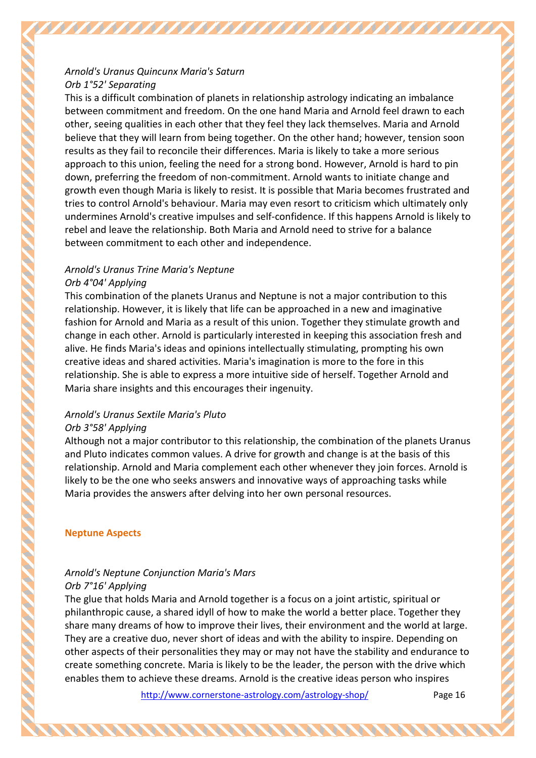*Arnold's Uranus Quincunx Maria's Saturn*
*Orb 1°52' Separating*

This is a difficult combination of planets in relationship astrology indicating an imbalance between commitment and freedom. On the one hand Maria and Arnold feel drawn to each other, seeing qualities in each other that they feel they lack themselves. Maria and Arnold believe that they will learn from being together. On the other hand; however, tension soon results as they fail to reconcile their differences. Maria is likely to take a more serious approach to this union, feeling the need for a strong bond. However, Arnold is hard to pin down, preferring the freedom of non-commitment. Arnold wants to initiate change and growth even though Maria is likely to resist. It is possible that Maria becomes frustrated and tries to control Arnold's behaviour. Maria may even resort to criticism which ultimately only undermines Arnold's creative impulses and self-confidence. If this happens Arnold is likely to rebel and leave the relationship. Both Maria and Arnold need to strive for a balance between commitment to each other and independence.

*Arnold's Uranus Trine Maria's Neptune*
*Orb 4°04' Applying*

This combination of the planets Uranus and Neptune is not a major contribution to this relationship. However, it is likely that life can be approached in a new and imaginative fashion for Arnold and Maria as a result of this union. Together they stimulate growth and change in each other. Arnold is particularly interested in keeping this association fresh and alive. He finds Maria's ideas and opinions intellectually stimulating, prompting his own creative ideas and shared activities. Maria's imagination is more to the fore in this relationship. She is able to express a more intuitive side of herself. Together Arnold and Maria share insights and this encourages their ingenuity.

*Arnold's Uranus Sextile Maria's Pluto*
*Orb 3°58' Applying*

Although not a major contributor to this relationship, the combination of the planets Uranus and Pluto indicates common values. A drive for growth and change is at the basis of this relationship. Arnold and Maria complement each other whenever they join forces. Arnold is likely to be the one who seeks answers and innovative ways of approaching tasks while Maria provides the answers after delving into her own personal resources.

**Neptune Aspects**

*Arnold's Neptune Conjunction Maria's Mars*
*Orb 7°16' Applying*

The glue that holds Maria and Arnold together is a focus on a joint artistic, spiritual or philanthropic cause, a shared idyll of how to make the world a better place. Together they share many dreams of how to improve their lives, their environment and the world at large. They are a creative duo, never short of ideas and with the ability to inspire. Depending on other aspects of their personalities they may or may not have the stability and endurance to create something concrete. Maria is likely to be the leader, the person with the drive which enables them to achieve these dreams. Arnold is the creative ideas person who inspires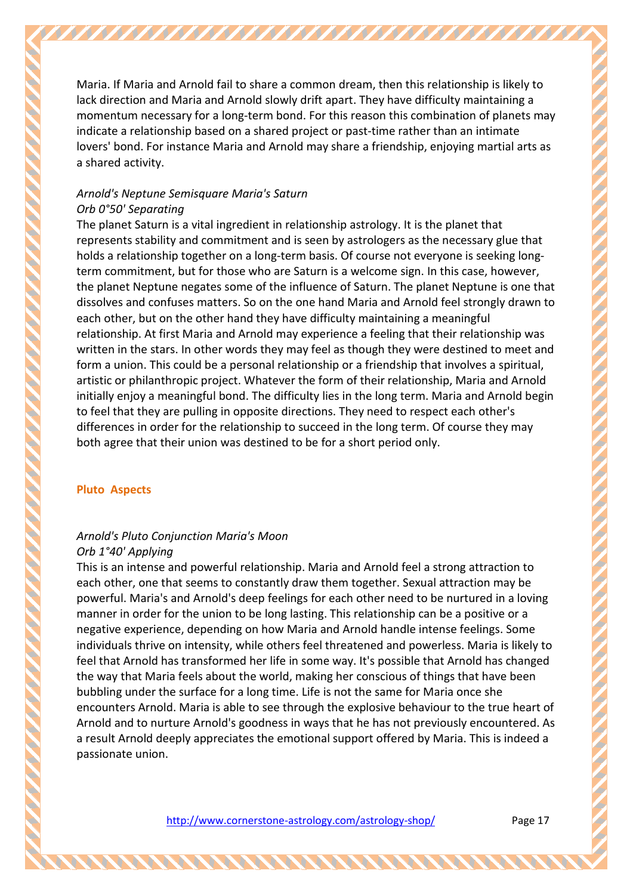Maria. If Maria and Arnold fail to share a common dream, then this relationship is likely to lack direction and Maria and Arnold slowly drift apart. They have difficulty maintaining a momentum necessary for a long-term bond. For this reason this combination of planets may indicate a relationship based on a shared project or past-time rather than an intimate lovers' bond. For instance Maria and Arnold may share a friendship, enjoying martial arts as a shared activity.

*Arnold's Neptune Semisquare Maria's Saturn*
*Orb 0°50' Separating*

The planet Saturn is a vital ingredient in relationship astrology. It is the planet that represents stability and commitment and is seen by astrologers as the necessary glue that holds a relationship together on a long-term basis. Of course not everyone is seeking long-term commitment, but for those who are Saturn is a welcome sign. In this case, however, the planet Neptune negates some of the influence of Saturn. The planet Neptune is one that dissolves and confuses matters. So on the one hand Maria and Arnold feel strongly drawn to each other, but on the other hand they have difficulty maintaining a meaningful relationship. At first Maria and Arnold may experience a feeling that their relationship was written in the stars. In other words they may feel as though they were destined to meet and form a union. This could be a personal relationship or a friendship that involves a spiritual, artistic or philanthropic project. Whatever the form of their relationship, Maria and Arnold initially enjoy a meaningful bond. The difficulty lies in the long term. Maria and Arnold begin to feel that they are pulling in opposite directions. They need to respect each other's differences in order for the relationship to succeed in the long term. Of course they may both agree that their union was destined to be for a short period only.

## Pluto Aspects

*Arnold's Pluto Conjunction Maria's Moon*
*Orb 1°40' Applying*

This is an intense and powerful relationship. Maria and Arnold feel a strong attraction to each other, one that seems to constantly draw them together. Sexual attraction may be powerful. Maria's and Arnold's deep feelings for each other need to be nurtured in a loving manner in order for the union to be long lasting. This relationship can be a positive or a negative experience, depending on how Maria and Arnold handle intense feelings. Some individuals thrive on intensity, while others feel threatened and powerless. Maria is likely to feel that Arnold has transformed her life in some way. It's possible that Arnold has changed the way that Maria feels about the world, making her conscious of things that have been bubbling under the surface for a long time. Life is not the same for Maria once she encounters Arnold. Maria is able to see through the explosive behaviour to the true heart of Arnold and to nurture Arnold's goodness in ways that he has not previously encountered. As a result Arnold deeply appreciates the emotional support offered by Maria. This is indeed a passionate union.

http://www.cornerstone-astrology.com/astrology-shop/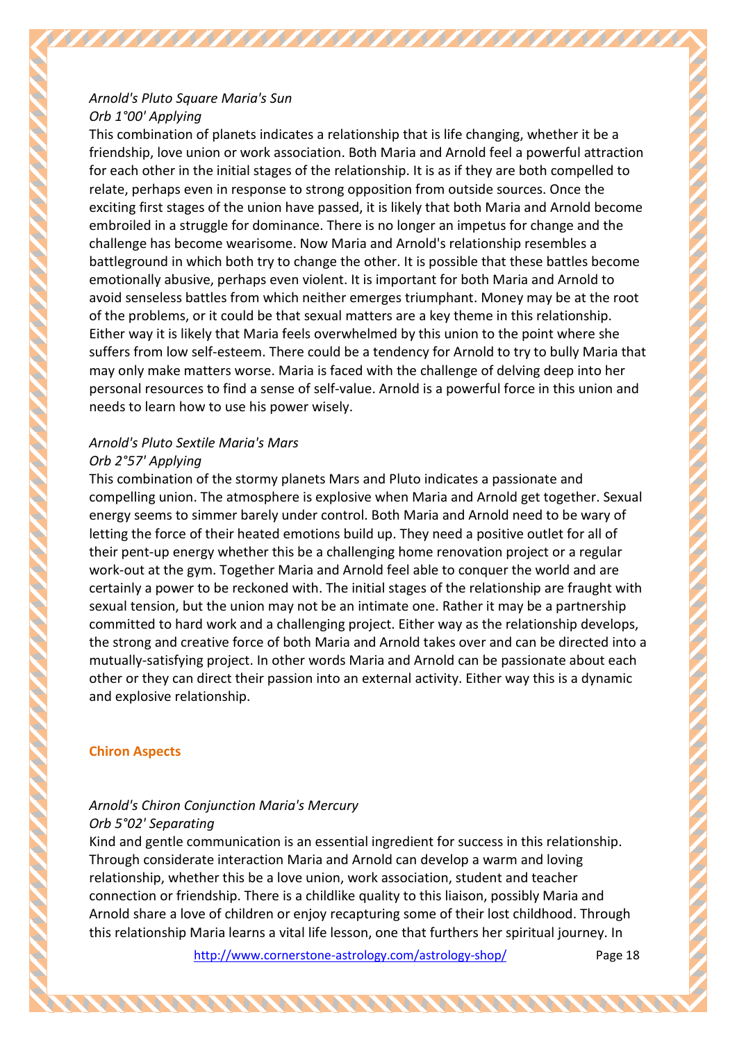*Arnold's Pluto Square Maria's Sun*
*Orb 1°00' Applying*

This combination of planets indicates a relationship that is life changing, whether it be a friendship, love union or work association. Both Maria and Arnold feel a powerful attraction for each other in the initial stages of the relationship. It is as if they are both compelled to relate, perhaps even in response to strong opposition from outside sources. Once the exciting first stages of the union have passed, it is likely that both Maria and Arnold become embroiled in a struggle for dominance. There is no longer an impetus for change and the challenge has become wearisome. Now Maria and Arnold's relationship resembles a battleground in which both try to change the other. It is possible that these battles become emotionally abusive, perhaps even violent. It is important for both Maria and Arnold to avoid senseless battles from which neither emerges triumphant. Money may be at the root of the problems, or it could be that sexual matters are a key theme in this relationship. Either way it is likely that Maria feels overwhelmed by this union to the point where she suffers from low self-esteem. There could be a tendency for Arnold to try to bully Maria that may only make matters worse. Maria is faced with the challenge of delving deep into her personal resources to find a sense of self-value. Arnold is a powerful force in this union and needs to learn how to use his power wisely.

*Arnold's Pluto Sextile Maria's Mars*
*Orb 2°57' Applying*

This combination of the stormy planets Mars and Pluto indicates a passionate and compelling union. The atmosphere is explosive when Maria and Arnold get together. Sexual energy seems to simmer barely under control. Both Maria and Arnold need to be wary of letting the force of their heated emotions build up. They need a positive outlet for all of their pent-up energy whether this be a challenging home renovation project or a regular work-out at the gym. Together Maria and Arnold feel able to conquer the world and are certainly a power to be reckoned with. The initial stages of the relationship are fraught with sexual tension, but the union may not be an intimate one. Rather it may be a partnership committed to hard work and a challenging project. Either way as the relationship develops, the strong and creative force of both Maria and Arnold takes over and can be directed into a mutually-satisfying project. In other words Maria and Arnold can be passionate about each other or they can direct their passion into an external activity. Either way this is a dynamic and explosive relationship.

**Chiron Aspects**

*Arnold's Chiron Conjunction Maria's Mercury*
*Orb 5°02' Separating*

Kind and gentle communication is an essential ingredient for success in this relationship. Through considerate interaction Maria and Arnold can develop a warm and loving relationship, whether this be a love union, work association, student and teacher connection or friendship. There is a childlike quality to this liaison, possibly Maria and Arnold share a love of children or enjoy recapturing some of their lost childhood. Through this relationship Maria learns a vital life lesson, one that furthers her spiritual journey. In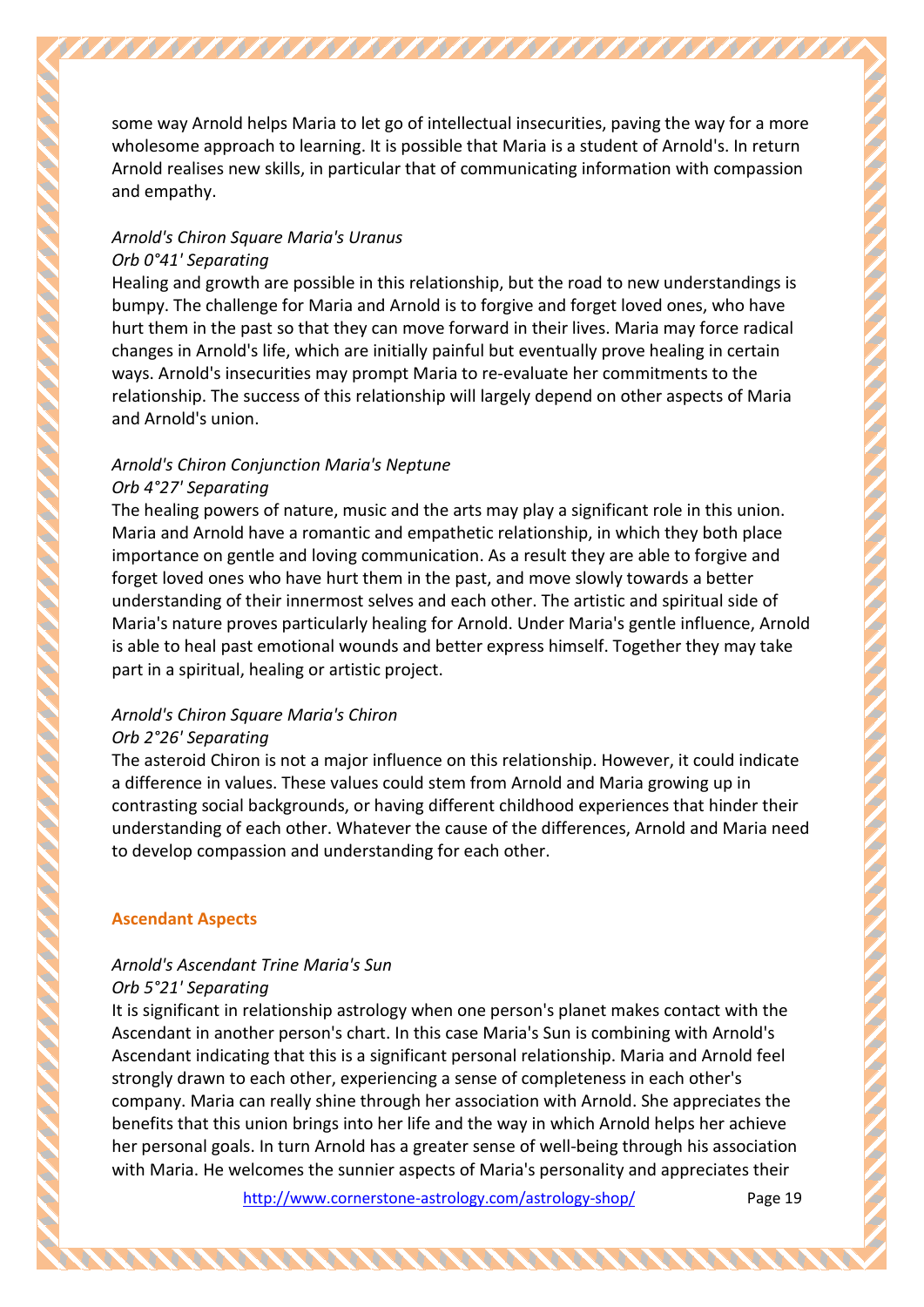some way Arnold helps Maria to let go of intellectual insecurities, paving the way for a more wholesome approach to learning. It is possible that Maria is a student of Arnold's. In return Arnold realises new skills, in particular that of communicating information with compassion and empathy.

*Arnold's Chiron Square Maria's Uranus*
*Orb 0°41' Separating*
Healing and growth are possible in this relationship, but the road to new understandings is bumpy. The challenge for Maria and Arnold is to forgive and forget loved ones, who have hurt them in the past so that they can move forward in their lives. Maria may force radical changes in Arnold's life, which are initially painful but eventually prove healing in certain ways. Arnold's insecurities may prompt Maria to re-evaluate her commitments to the relationship. The success of this relationship will largely depend on other aspects of Maria and Arnold's union.

*Arnold's Chiron Conjunction Maria's Neptune*
*Orb 4°27' Separating*
The healing powers of nature, music and the arts may play a significant role in this union. Maria and Arnold have a romantic and empathetic relationship, in which they both place importance on gentle and loving communication. As a result they are able to forgive and forget loved ones who have hurt them in the past, and move slowly towards a better understanding of their innermost selves and each other. The artistic and spiritual side of Maria's nature proves particularly healing for Arnold. Under Maria's gentle influence, Arnold is able to heal past emotional wounds and better express himself. Together they may take part in a spiritual, healing or artistic project.

*Arnold's Chiron Square Maria's Chiron*
*Orb 2°26' Separating*
The asteroid Chiron is not a major influence on this relationship. However, it could indicate a difference in values. These values could stem from Arnold and Maria growing up in contrasting social backgrounds, or having different childhood experiences that hinder their understanding of each other. Whatever the cause of the differences, Arnold and Maria need to develop compassion and understanding for each other.

## Ascendant Aspects

*Arnold's Ascendant Trine Maria's Sun*
*Orb 5°21' Separating*
It is significant in relationship astrology when one person's planet makes contact with the Ascendant in another person's chart. In this case Maria's Sun is combining with Arnold's Ascendant indicating that this is a significant personal relationship. Maria and Arnold feel strongly drawn to each other, experiencing a sense of completeness in each other's company. Maria can really shine through her association with Arnold. She appreciates the benefits that this union brings into her life and the way in which Arnold helps her achieve her personal goals. In turn Arnold has a greater sense of well-being through his association with Maria. He welcomes the sunnier aspects of Maria's personality and appreciates their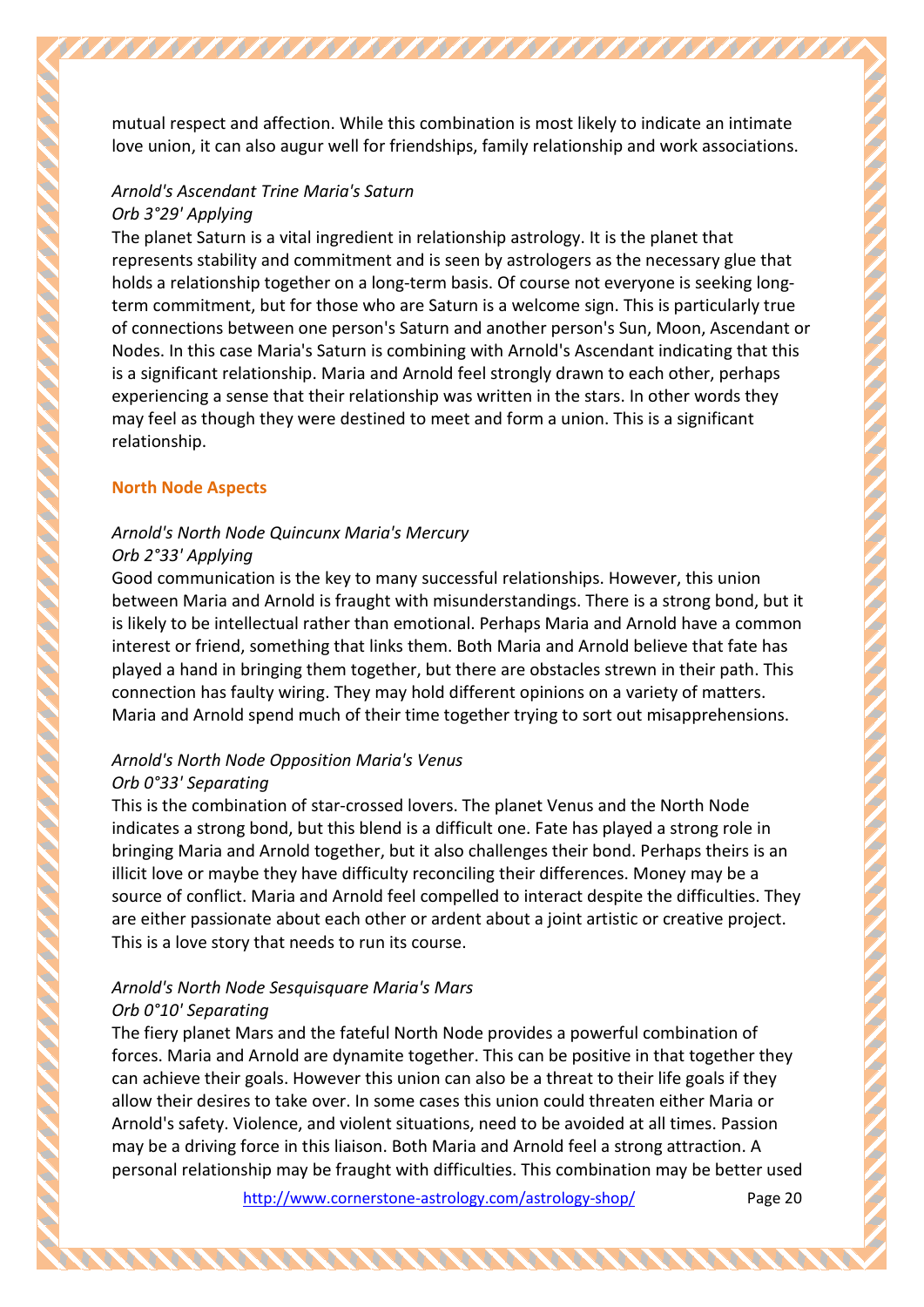mutual respect and affection. While this combination is most likely to indicate an intimate love union, it can also augur well for friendships, family relationship and work associations.

*Arnold's Ascendant Trine Maria's Saturn*
*Orb 3°29' Applying*
The planet Saturn is a vital ingredient in relationship astrology. It is the planet that represents stability and commitment and is seen by astrologers as the necessary glue that holds a relationship together on a long-term basis. Of course not everyone is seeking long-term commitment, but for those who are Saturn is a welcome sign. This is particularly true of connections between one person's Saturn and another person's Sun, Moon, Ascendant or Nodes. In this case Maria's Saturn is combining with Arnold's Ascendant indicating that this is a significant relationship. Maria and Arnold feel strongly drawn to each other, perhaps experiencing a sense that their relationship was written in the stars. In other words they may feel as though they were destined to meet and form a union. This is a significant relationship.

### North Node Aspects

*Arnold's North Node Quincunx Maria's Mercury*
*Orb 2°33' Applying*
Good communication is the key to many successful relationships. However, this union between Maria and Arnold is fraught with misunderstandings. There is a strong bond, but it is likely to be intellectual rather than emotional. Perhaps Maria and Arnold have a common interest or friend, something that links them. Both Maria and Arnold believe that fate has played a hand in bringing them together, but there are obstacles strewn in their path. This connection has faulty wiring. They may hold different opinions on a variety of matters. Maria and Arnold spend much of their time together trying to sort out misapprehensions.

*Arnold's North Node Opposition Maria's Venus*
*Orb 0°33' Separating*
This is the combination of star-crossed lovers. The planet Venus and the North Node indicates a strong bond, but this blend is a difficult one. Fate has played a strong role in bringing Maria and Arnold together, but it also challenges their bond. Perhaps theirs is an illicit love or maybe they have difficulty reconciling their differences. Money may be a source of conflict. Maria and Arnold feel compelled to interact despite the difficulties. They are either passionate about each other or ardent about a joint artistic or creative project. This is a love story that needs to run its course.

*Arnold's North Node Sesquisquare Maria's Mars*
*Orb 0°10' Separating*
The fiery planet Mars and the fateful North Node provides a powerful combination of forces. Maria and Arnold are dynamite together. This can be positive in that together they can achieve their goals. However this union can also be a threat to their life goals if they allow their desires to take over. In some cases this union could threaten either Maria or Arnold's safety. Violence, and violent situations, need to be avoided at all times. Passion may be a driving force in this liaison. Both Maria and Arnold feel a strong attraction. A personal relationship may be fraught with difficulties. This combination may be better used

http://www.cornerstone-astrology.com/astrology-shop/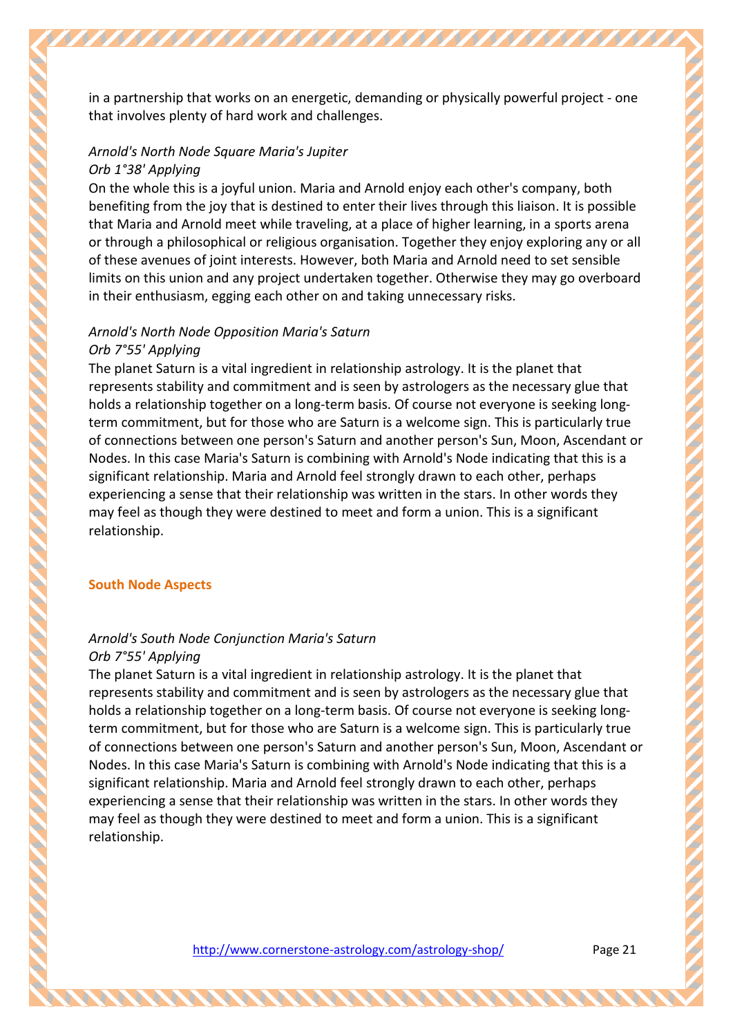in a partnership that works on an energetic, demanding or physically powerful project - one that involves plenty of hard work and challenges.

*Arnold's North Node Square Maria's Jupiter*
*Orb 1°38' Applying*
On the whole this is a joyful union. Maria and Arnold enjoy each other's company, both benefiting from the joy that is destined to enter their lives through this liaison. It is possible that Maria and Arnold meet while traveling, at a place of higher learning, in a sports arena or through a philosophical or religious organisation. Together they enjoy exploring any or all of these avenues of joint interests. However, both Maria and Arnold need to set sensible limits on this union and any project undertaken together. Otherwise they may go overboard in their enthusiasm, egging each other on and taking unnecessary risks.

*Arnold's North Node Opposition Maria's Saturn*
*Orb 7°55' Applying*
The planet Saturn is a vital ingredient in relationship astrology. It is the planet that represents stability and commitment and is seen by astrologers as the necessary glue that holds a relationship together on a long-term basis. Of course not everyone is seeking long-term commitment, but for those who are Saturn is a welcome sign. This is particularly true of connections between one person's Saturn and another person's Sun, Moon, Ascendant or Nodes. In this case Maria's Saturn is combining with Arnold's Node indicating that this is a significant relationship. Maria and Arnold feel strongly drawn to each other, perhaps experiencing a sense that their relationship was written in the stars. In other words they may feel as though they were destined to meet and form a union. This is a significant relationship.

### South Node Aspects

*Arnold's South Node Conjunction Maria's Saturn*
*Orb 7°55' Applying*
The planet Saturn is a vital ingredient in relationship astrology. It is the planet that represents stability and commitment and is seen by astrologers as the necessary glue that holds a relationship together on a long-term basis. Of course not everyone is seeking long-term commitment, but for those who are Saturn is a welcome sign. This is particularly true of connections between one person's Saturn and another person's Sun, Moon, Ascendant or Nodes. In this case Maria's Saturn is combining with Arnold's Node indicating that this is a significant relationship. Maria and Arnold feel strongly drawn to each other, perhaps experiencing a sense that their relationship was written in the stars. In other words they may feel as though they were destined to meet and form a union. This is a significant relationship.